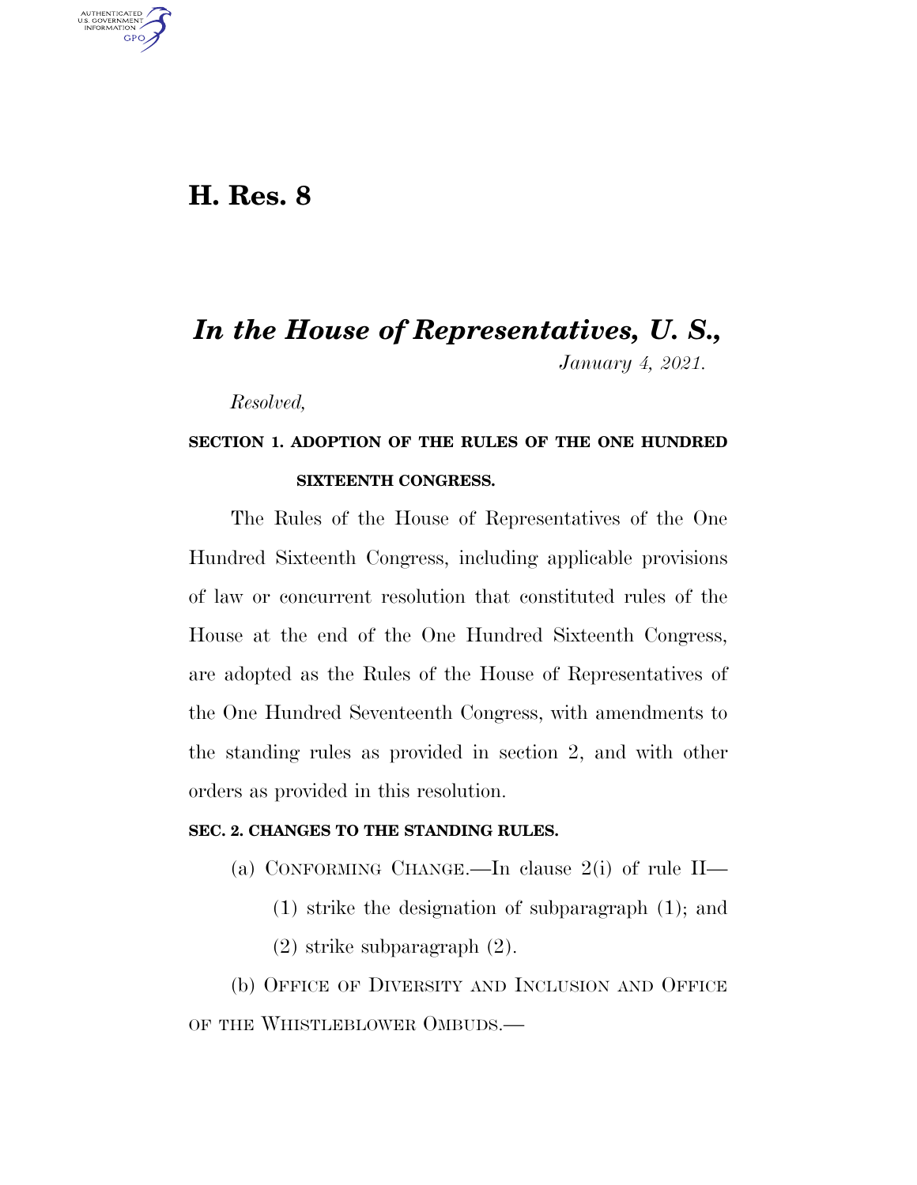# H. Res. 8

## *In the House of Representatives, U. S.,*

*January 4, 2021.*

*Resolved,*

**SECTION 1. ADOPTION OF THE RULES OF THE ONE HUNDRED SIXTEENTH CONGRESS.**

The Rules of the House of Representatives of the One Hundred Sixteenth Congress, including applicable provisions of law or concurrent resolution that constituted rules of the House at the end of the One Hundred Sixteenth Congress, are adopted as the Rules of the House of Representatives of the One Hundred Seventeenth Congress, with amendments to the standing rules as provided in section 2, and with other orders as provided in this resolution.

**SEC. 2. CHANGES TO THE STANDING RULES.**

(a) CONFORMING CHANGE.—In clause 2(i) of rule II—

(1) strike the designation of subparagraph (1); and

(2) strike subparagraph (2).

(b) OFFICE OF DIVERSITY AND INCLUSION AND OFFICE OF THE WHISTLEBLOWER OMBUDS.—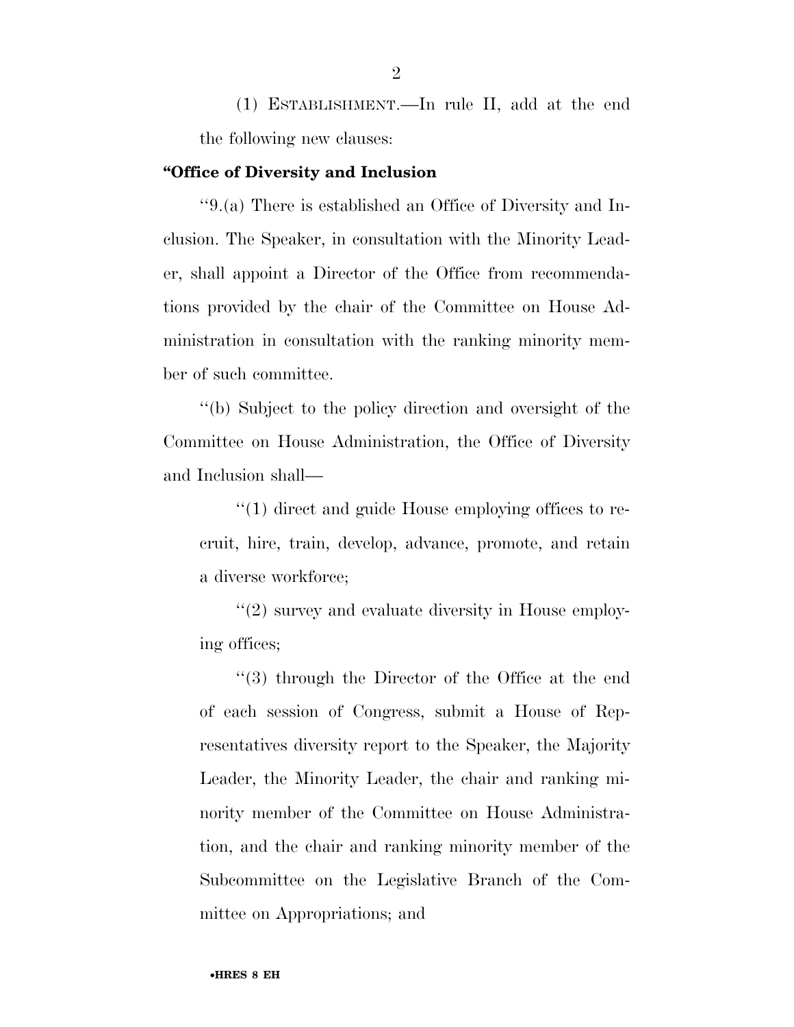(1) ESTABLISHMENT.—In rule II, add at the end the following new clauses:

**"Office of Diversity and Inclusion**

"9.(a) There is established an Office of Diversity and Inclusion. The Speaker, in consultation with the Minority Leader, shall appoint a Director of the Office from recommendations provided by the chair of the Committee on House Administration in consultation with the ranking minority member of such committee.

"(b) Subject to the policy direction and oversight of the Committee on House Administration, the Office of Diversity and Inclusion shall—

"(1) direct and guide House employing offices to recruit, hire, train, develop, advance, promote, and retain a diverse workforce;

"(2) survey and evaluate diversity in House employing offices;

"(3) through the Director of the Office at the end of each session of Congress, submit a House of Representatives diversity report to the Speaker, the Majority Leader, the Minority Leader, the chair and ranking minority member of the Committee on House Administration, and the chair and ranking minority member of the Subcommittee on the Legislative Branch of the Committee on Appropriations; and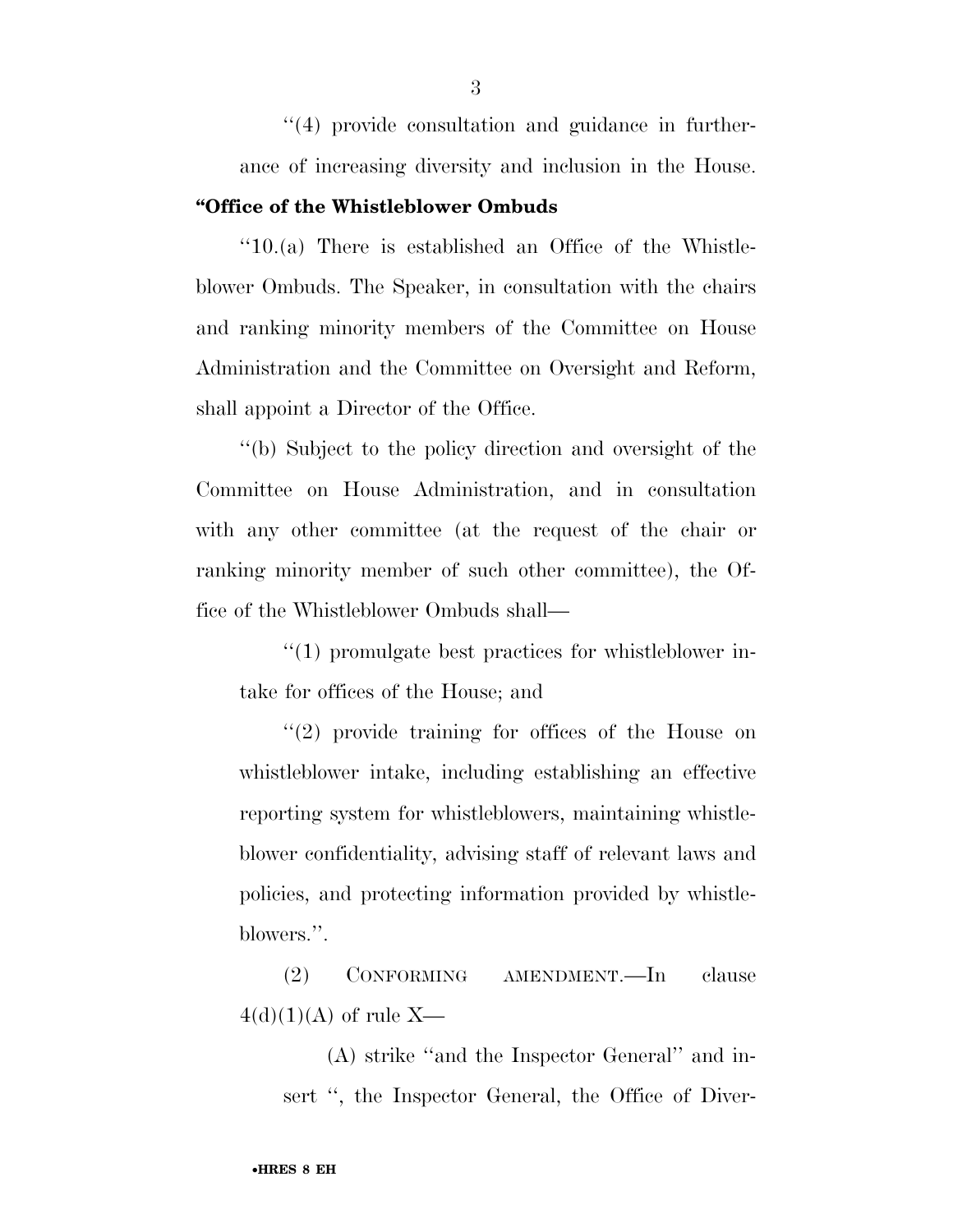''(4) provide consultation and guidance in furtherance of increasing diversity and inclusion in the House.

**"Office of the Whistleblower Ombuds**

''10.(a) There is established an Office of the Whistleblower Ombuds. The Speaker, in consultation with the chairs and ranking minority members of the Committee on House Administration and the Committee on Oversight and Reform, shall appoint a Director of the Office.

''(b) Subject to the policy direction and oversight of the Committee on House Administration, and in consultation with any other committee (at the request of the chair or ranking minority member of such other committee), the Office of the Whistleblower Ombuds shall—

''(1) promulgate best practices for whistleblower intake for offices of the House; and

''(2) provide training for offices of the House on whistleblower intake, including establishing an effective reporting system for whistleblowers, maintaining whistleblower confidentiality, advising staff of relevant laws and policies, and protecting information provided by whistleblowers.''.

(2) CONFORMING AMENDMENT.—In clause 4(d)(1)(A) of rule X—

(A) strike ''and the Inspector General'' and insert '', the Inspector General, the Office of Diver-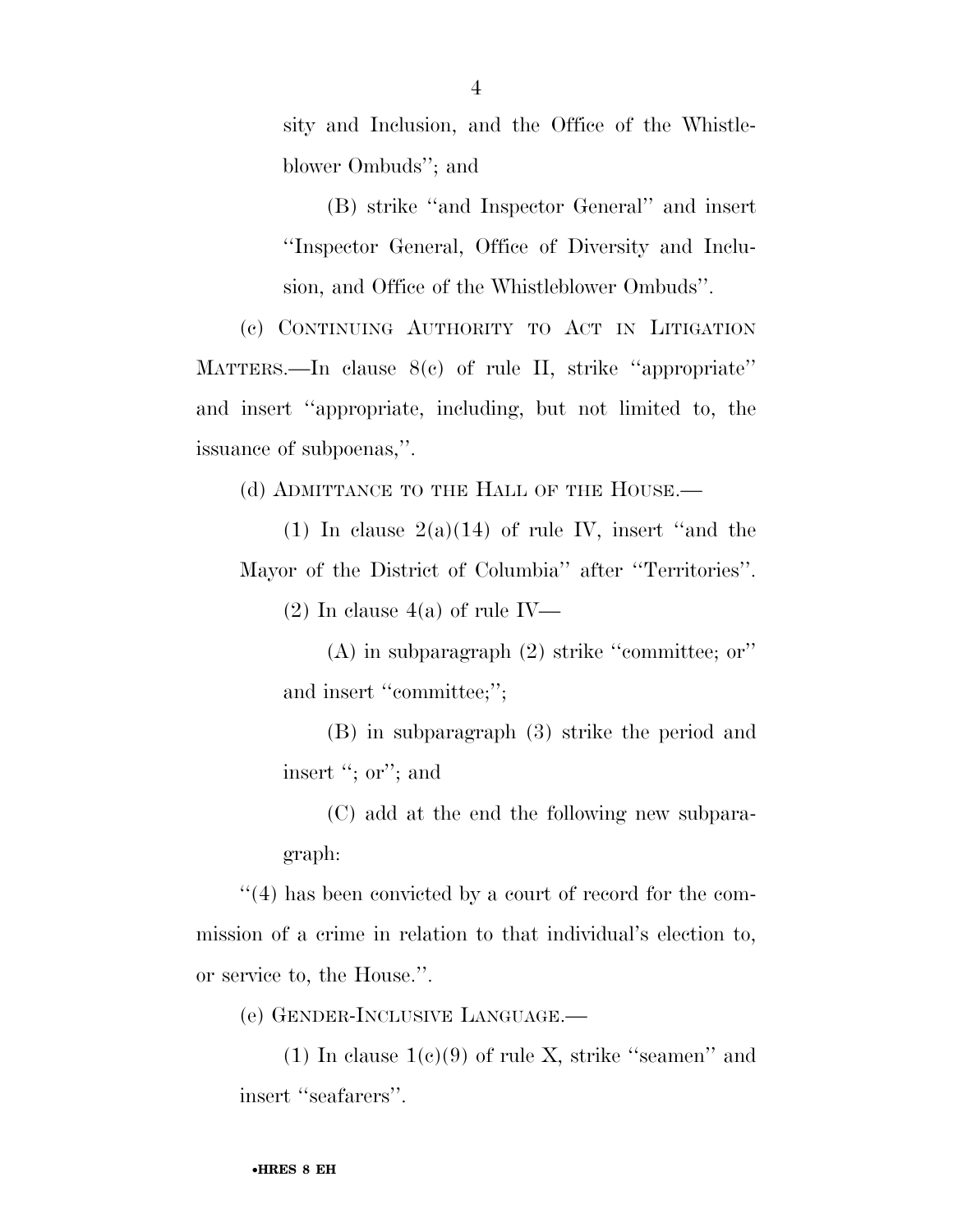sity and Inclusion, and the Office of the Whistleblower Ombuds''; and

(B) strike ''and Inspector General'' and insert ''Inspector General, Office of Diversity and Inclusion, and Office of the Whistleblower Ombuds''.

(c) CONTINUING AUTHORITY TO ACT IN LITIGATION MATTERS.—In clause 8(c) of rule II, strike ''appropriate'' and insert ''appropriate, including, but not limited to, the issuance of subpoenas,''.

(d) ADMITTANCE TO THE HALL OF THE HOUSE.—

(1) In clause 2(a)(14) of rule IV, insert ''and the Mayor of the District of Columbia'' after ''Territories''.

(2) In clause 4(a) of rule IV—

(A) in subparagraph (2) strike ''committee; or'' and insert ''committee;'';

(B) in subparagraph (3) strike the period and insert ''; or''; and

(C) add at the end the following new subparagraph:

''(4) has been convicted by a court of record for the commission of a crime in relation to that individual's election to, or service to, the House.''.

(e) GENDER-INCLUSIVE LANGUAGE.—

(1) In clause 1(c)(9) of rule X, strike ''seamen'' and insert ''seafarers''.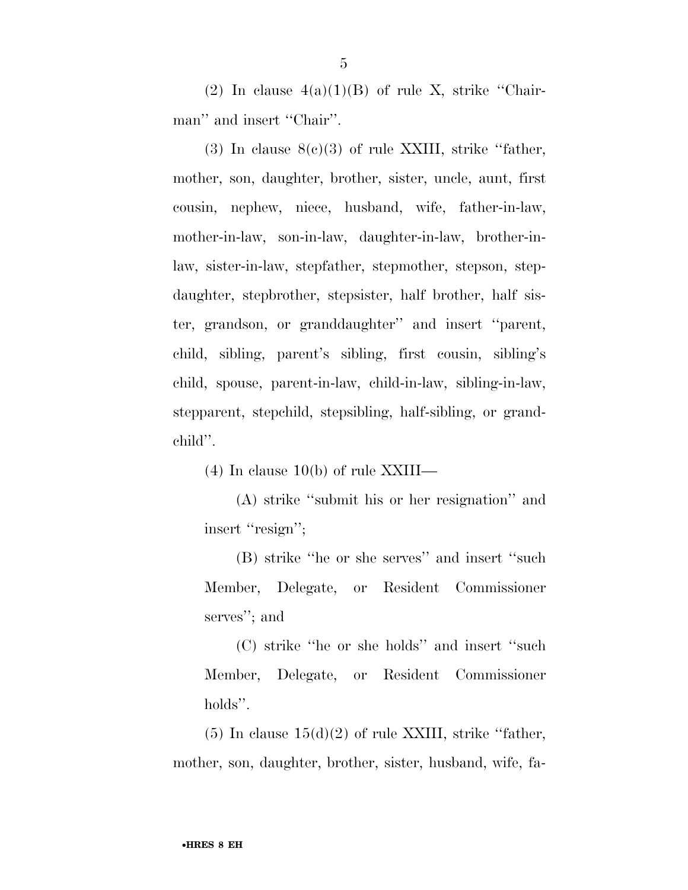(2) In clause 4(a)(1)(B) of rule X, strike ''Chairman'' and insert ''Chair''.

(3) In clause 8(c)(3) of rule XXIII, strike ''father, mother, son, daughter, brother, sister, uncle, aunt, first cousin, nephew, niece, husband, wife, father-in-law, mother-in-law, son-in-law, daughter-in-law, brother-in-law, sister-in-law, stepfather, stepmother, stepson, stepdaughter, stepbrother, stepsister, half brother, half sister, grandson, or granddaughter'' and insert ''parent, child, sibling, parent's sibling, first cousin, sibling's child, spouse, parent-in-law, child-in-law, sibling-in-law, stepparent, stepchild, stepsibling, half-sibling, or grandchild''.

(4) In clause 10(b) of rule XXIII—

(A) strike ''submit his or her resignation'' and insert ''resign'';

(B) strike ''he or she serves'' and insert ''such Member, Delegate, or Resident Commissioner serves''; and

(C) strike ''he or she holds'' and insert ''such Member, Delegate, or Resident Commissioner holds''.

(5) In clause 15(d)(2) of rule XXIII, strike ''father, mother, son, daughter, brother, sister, husband, wife, fa-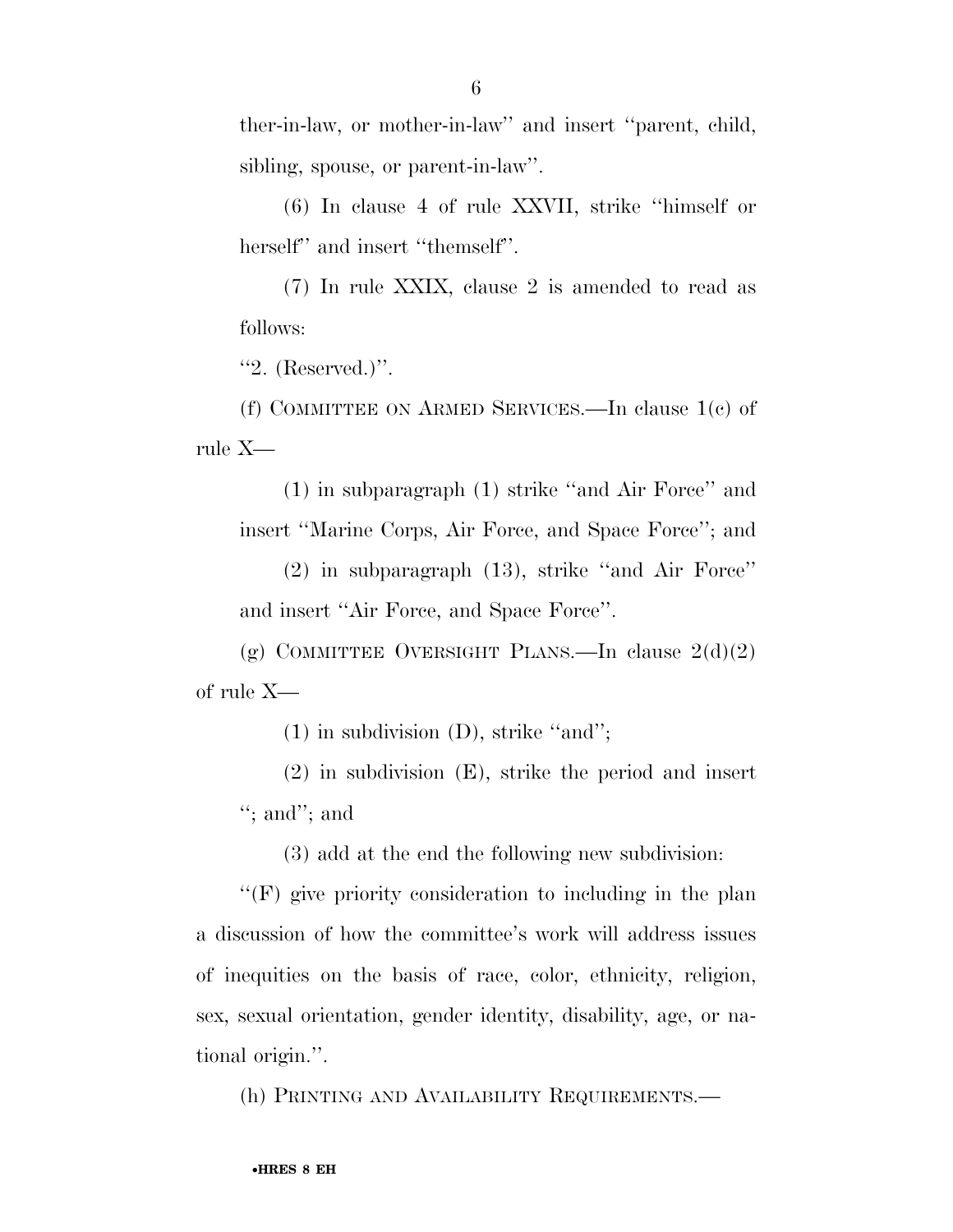ther-in-law, or mother-in-law'' and insert ''parent, child, sibling, spouse, or parent-in-law''.

(6) In clause 4 of rule XXVII, strike ''himself or herself'' and insert ''themself''.

(7) In rule XXIX, clause 2 is amended to read as follows:

''2. (Reserved.)''.

(f) COMMITTEE ON ARMED SERVICES.—In clause 1(c) of rule X—

(1) in subparagraph (1) strike ''and Air Force'' and insert ''Marine Corps, Air Force, and Space Force''; and

(2) in subparagraph (13), strike ''and Air Force'' and insert ''Air Force, and Space Force''.

(g) COMMITTEE OVERSIGHT PLANS.—In clause 2(d)(2) of rule X—

(1) in subdivision (D), strike ''and'';

(2) in subdivision (E), strike the period and insert ''; and''; and

(3) add at the end the following new subdivision:

''(F) give priority consideration to including in the plan a discussion of how the committee's work will address issues of inequities on the basis of race, color, ethnicity, religion, sex, sexual orientation, gender identity, disability, age, or national origin.''.

(h) PRINTING AND AVAILABILITY REQUIREMENTS.—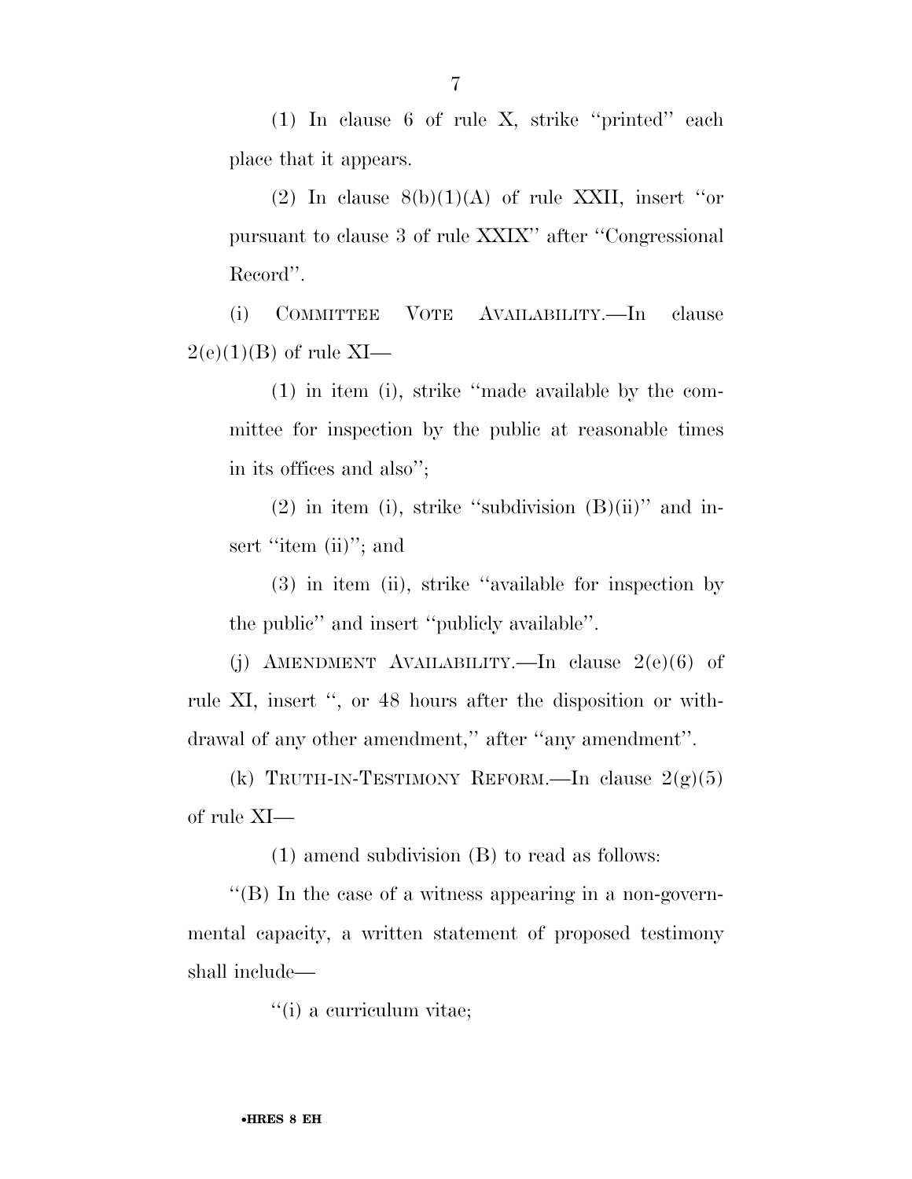(1) In clause 6 of rule X, strike ''printed'' each place that it appears.

(2) In clause 8(b)(1)(A) of rule XXII, insert ''or pursuant to clause 3 of rule XXIX'' after ''Congressional Record''.

(i) COMMITTEE VOTE AVAILABILITY.—In clause 2(e)(1)(B) of rule XI—

(1) in item (i), strike ''made available by the committee for inspection by the public at reasonable times in its offices and also'';

(2) in item (i), strike ''subdivision (B)(ii)'' and insert ''item (ii)''; and

(3) in item (ii), strike ''available for inspection by the public'' and insert ''publicly available''.

(j) AMENDMENT AVAILABILITY.—In clause 2(e)(6) of rule XI, insert '', or 48 hours after the disposition or withdrawal of any other amendment,'' after ''any amendment''.

(k) TRUTH-IN-TESTIMONY REFORM.—In clause 2(g)(5) of rule XI—

(1) amend subdivision (B) to read as follows:

''(B) In the case of a witness appearing in a non-governmental capacity, a written statement of proposed testimony shall include—

''(i) a curriculum vitae;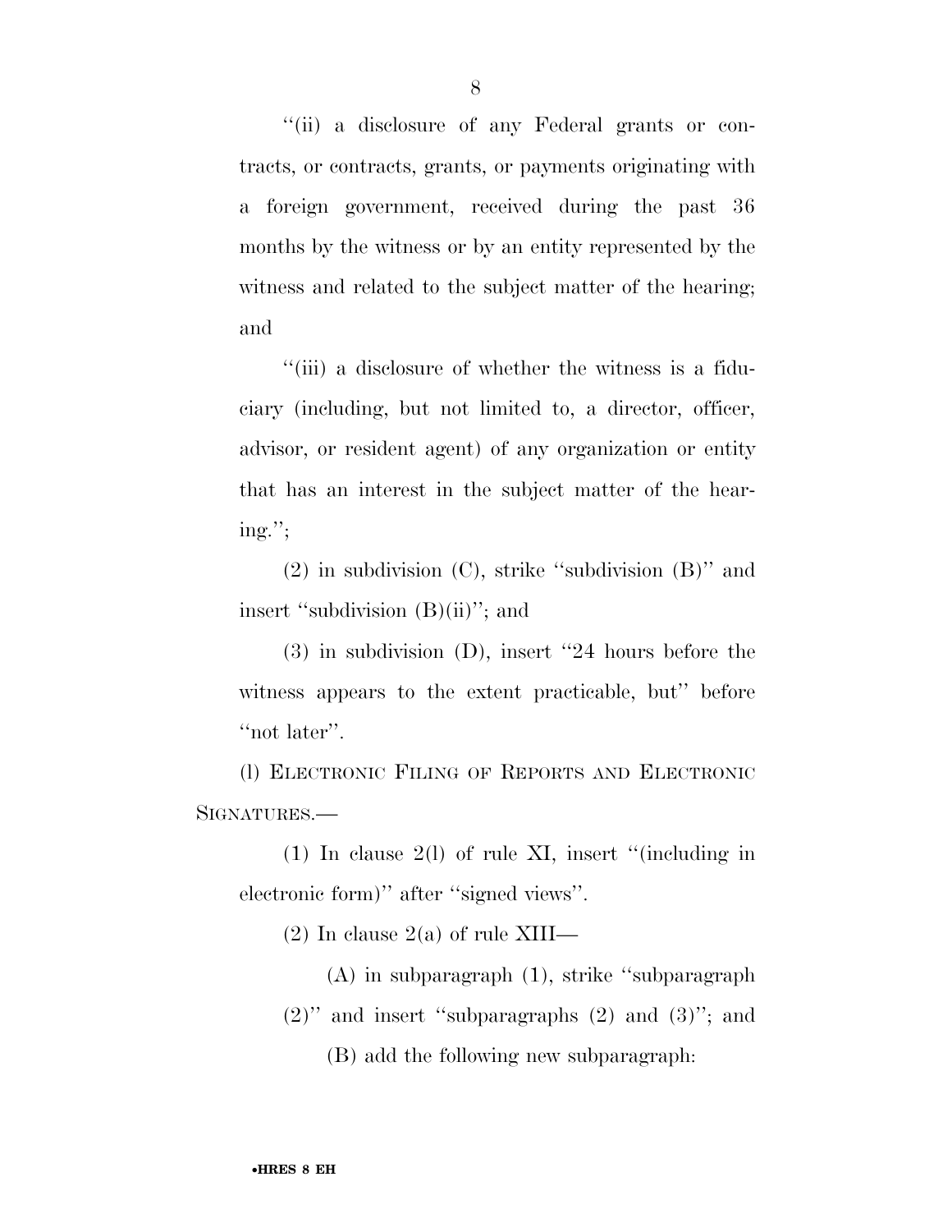''(ii) a disclosure of any Federal grants or contracts, or contracts, grants, or payments originating with a foreign government, received during the past 36 months by the witness or by an entity represented by the witness and related to the subject matter of the hearing; and

''(iii) a disclosure of whether the witness is a fiduciary (including, but not limited to, a director, officer, advisor, or resident agent) of any organization or entity that has an interest in the subject matter of the hearing.'';

(2) in subdivision (C), strike ''subdivision (B)'' and insert ''subdivision (B)(ii)''; and

(3) in subdivision (D), insert ''24 hours before the witness appears to the extent practicable, but'' before ''not later''.

(l) ELECTRONIC FILING OF REPORTS AND ELECTRONIC SIGNATURES.—

(1) In clause 2(l) of rule XI, insert ''(including in electronic form)'' after ''signed views''.

(2) In clause 2(a) of rule XIII—

(A) in subparagraph (1), strike ''subparagraph (2)'' and insert ''subparagraphs (2) and (3)''; and

(B) add the following new subparagraph: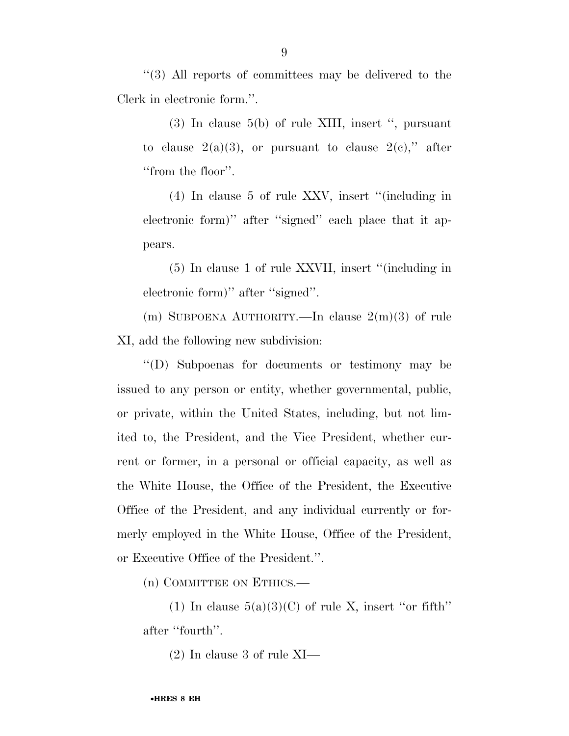''(3) All reports of committees may be delivered to the Clerk in electronic form.''.

(3) In clause 5(b) of rule XIII, insert '', pursuant to clause 2(a)(3), or pursuant to clause 2(c),'' after ''from the floor''.

(4) In clause 5 of rule XXV, insert ''(including in electronic form)'' after ''signed'' each place that it appears.

(5) In clause 1 of rule XXVII, insert ''(including in electronic form)'' after ''signed''.

(m) SUBPOENA AUTHORITY.—In clause 2(m)(3) of rule XI, add the following new subdivision:

''(D) Subpoenas for documents or testimony may be issued to any person or entity, whether governmental, public, or private, within the United States, including, but not limited to, the President, and the Vice President, whether current or former, in a personal or official capacity, as well as the White House, the Office of the President, the Executive Office of the President, and any individual currently or formerly employed in the White House, Office of the President, or Executive Office of the President.''.

(n) COMMITTEE ON ETHICS.—

(1) In clause 5(a)(3)(C) of rule X, insert ''or fifth'' after ''fourth''.

(2) In clause 3 of rule XI—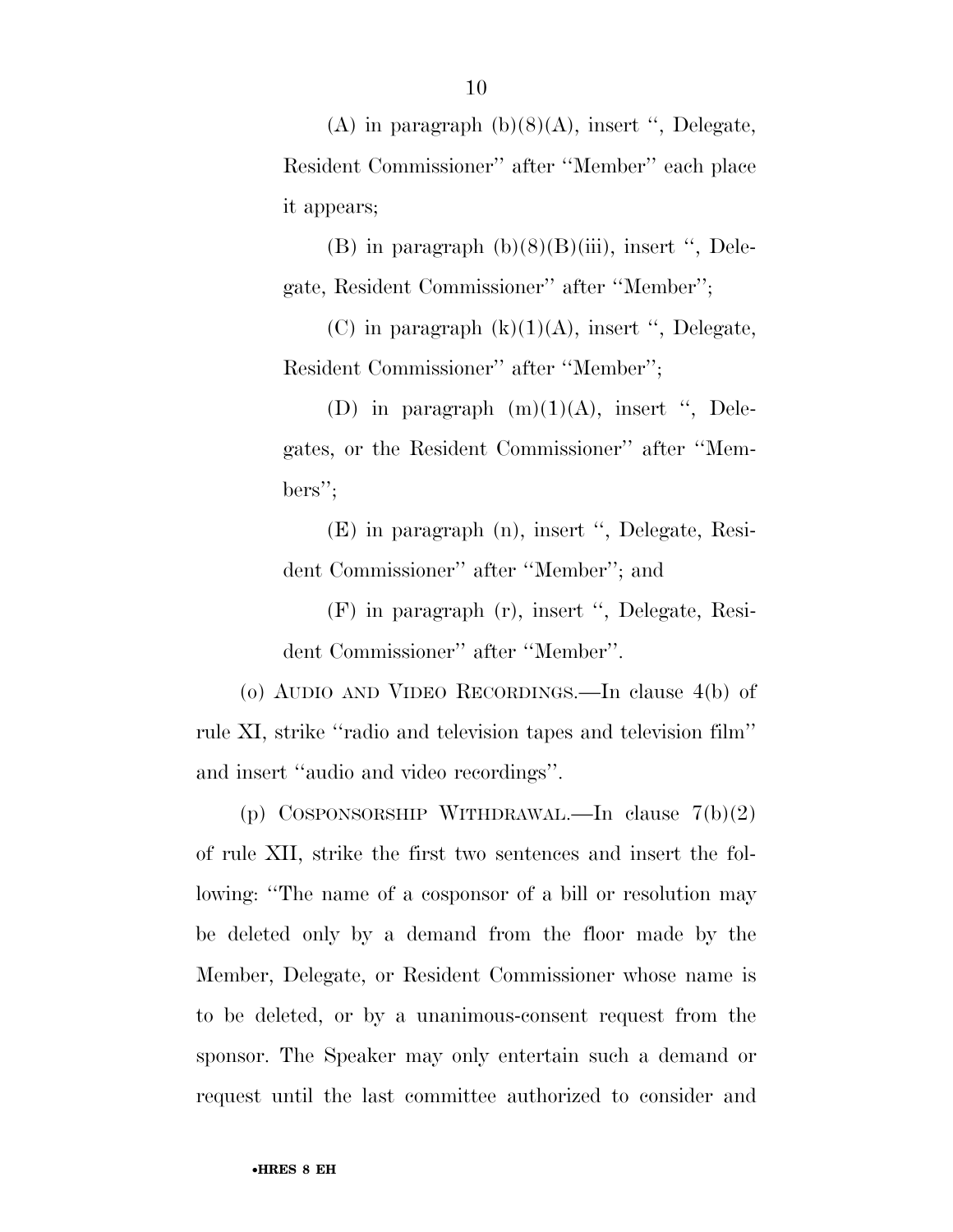(A) in paragraph (b)(8)(A), insert ", Delegate, Resident Commissioner" after "Member" each place it appears;

(B) in paragraph (b)(8)(B)(iii), insert ", Delegate, Resident Commissioner" after "Member";

(C) in paragraph (k)(1)(A), insert ", Delegate, Resident Commissioner" after "Member";

(D) in paragraph (m)(1)(A), insert ", Delegates, or the Resident Commissioner" after "Members";

(E) in paragraph (n), insert ", Delegate, Resident Commissioner" after "Member"; and

(F) in paragraph (r), insert ", Delegate, Resident Commissioner" after "Member".

(o) AUDIO AND VIDEO RECORDINGS.—In clause 4(b) of rule XI, strike "radio and television tapes and television film" and insert "audio and video recordings".

(p) COSPONSORSHIP WITHDRAWAL.—In clause 7(b)(2) of rule XII, strike the first two sentences and insert the following: "The name of a cosponsor of a bill or resolution may be deleted only by a demand from the floor made by the Member, Delegate, or Resident Commissioner whose name is to be deleted, or by a unanimous-consent request from the sponsor. The Speaker may only entertain such a demand or request until the last committee authorized to consider and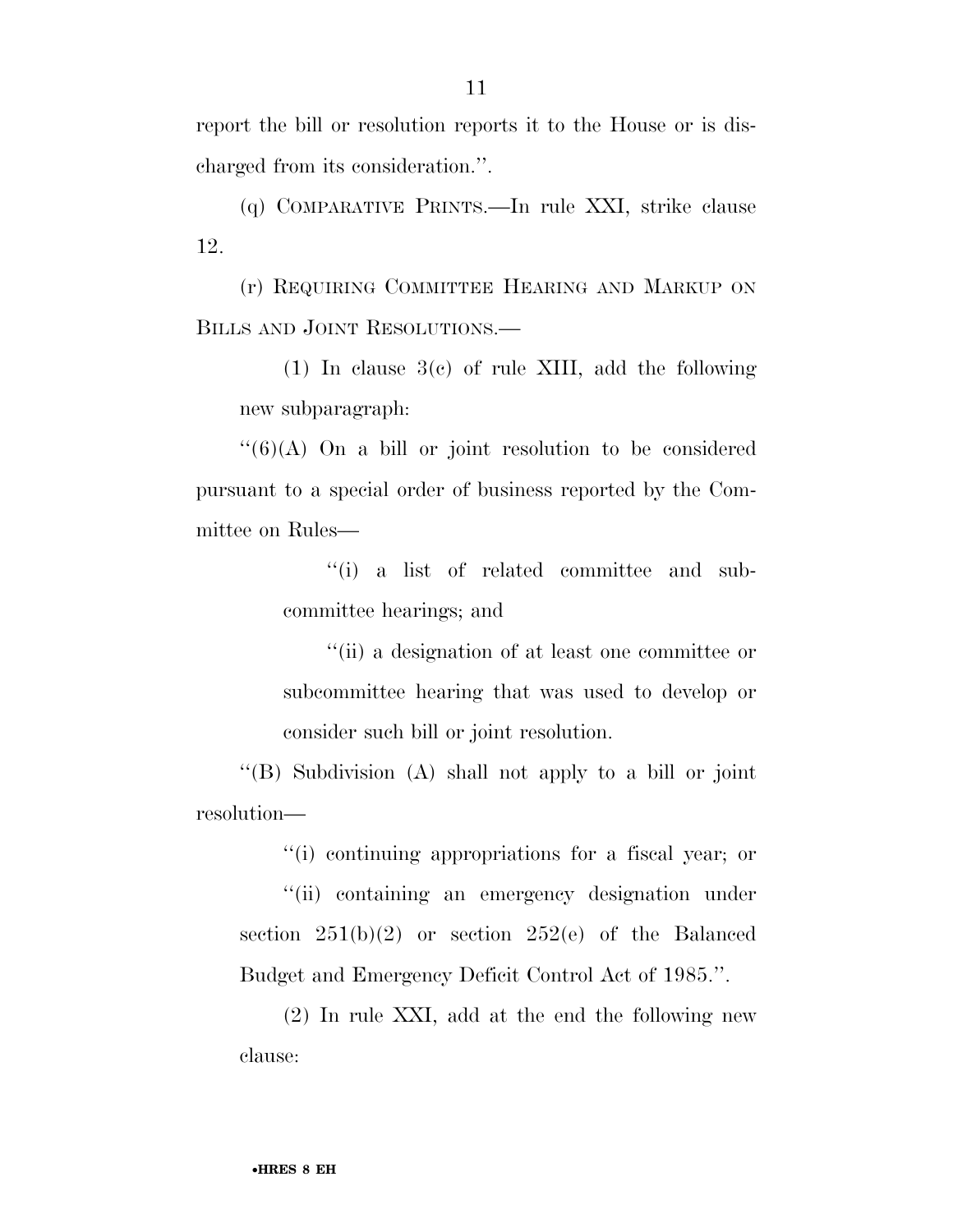report the bill or resolution reports it to the House or is discharged from its consideration.''.

(q) COMPARATIVE PRINTS.—In rule XXI, strike clause 12.

(r) REQUIRING COMMITTEE HEARING AND MARKUP ON BILLS AND JOINT RESOLUTIONS.—

(1) In clause 3(c) of rule XIII, add the following new subparagraph:

''(6)(A) On a bill or joint resolution to be considered pursuant to a special order of business reported by the Committee on Rules—

''(i) a list of related committee and subcommittee hearings; and

''(ii) a designation of at least one committee or subcommittee hearing that was used to develop or consider such bill or joint resolution.

''(B) Subdivision (A) shall not apply to a bill or joint resolution—

''(i) continuing appropriations for a fiscal year; or

''(ii) containing an emergency designation under section 251(b)(2) or section 252(e) of the Balanced Budget and Emergency Deficit Control Act of 1985.''.

(2) In rule XXI, add at the end the following new clause: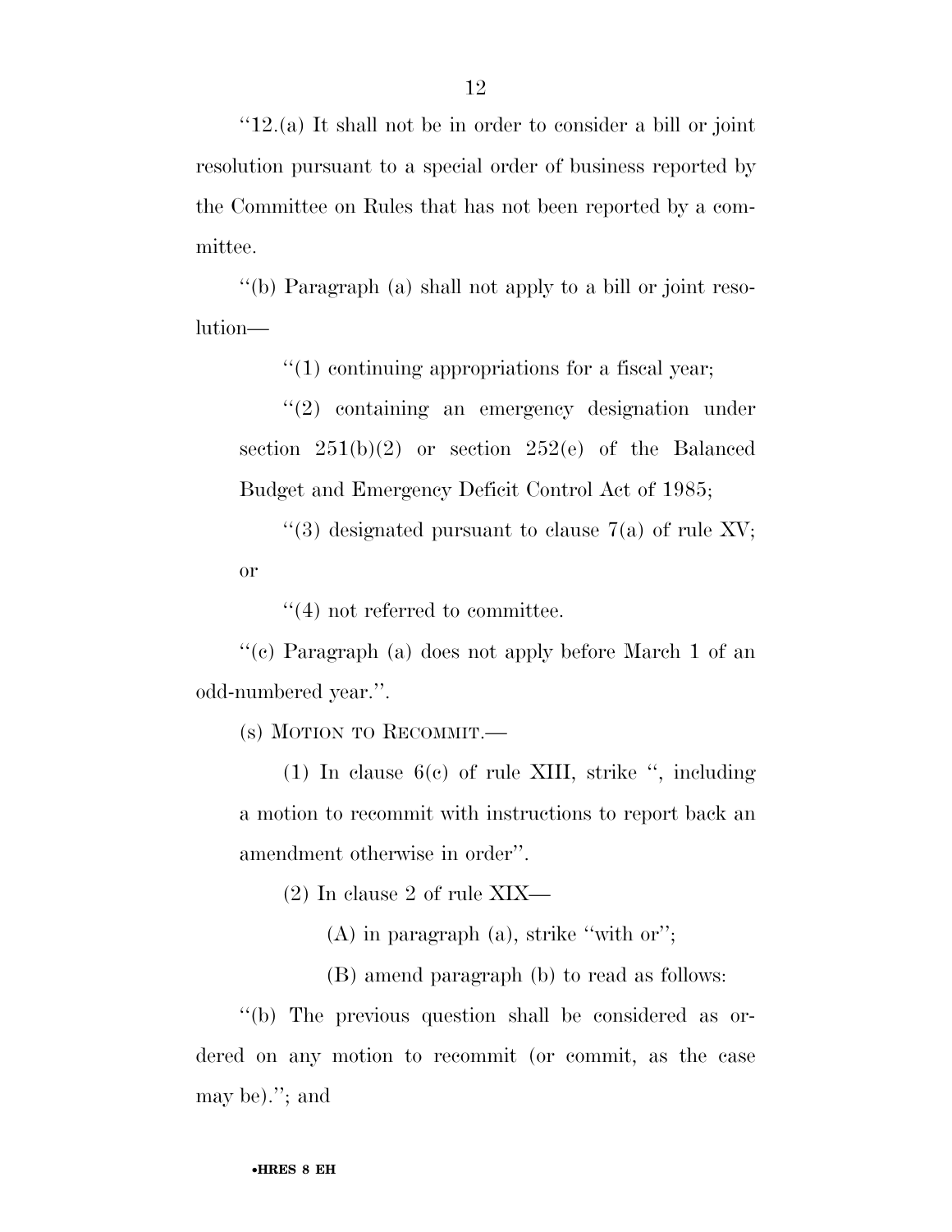''12.(a) It shall not be in order to consider a bill or joint resolution pursuant to a special order of business reported by the Committee on Rules that has not been reported by a committee.

''(b) Paragraph (a) shall not apply to a bill or joint resolution—

''(1) continuing appropriations for a fiscal year;

''(2) containing an emergency designation under section 251(b)(2) or section 252(e) of the Balanced Budget and Emergency Deficit Control Act of 1985;

''(3) designated pursuant to clause 7(a) of rule XV; or

''(4) not referred to committee.

''(c) Paragraph (a) does not apply before March 1 of an odd-numbered year.''.

(s) MOTION TO RECOMMIT.—

(1) In clause 6(c) of rule XIII, strike '', including a motion to recommit with instructions to report back an amendment otherwise in order''.

(2) In clause 2 of rule XIX—

(A) in paragraph (a), strike ''with or'';

(B) amend paragraph (b) to read as follows:

''(b) The previous question shall be considered as ordered on any motion to recommit (or commit, as the case may be).''; and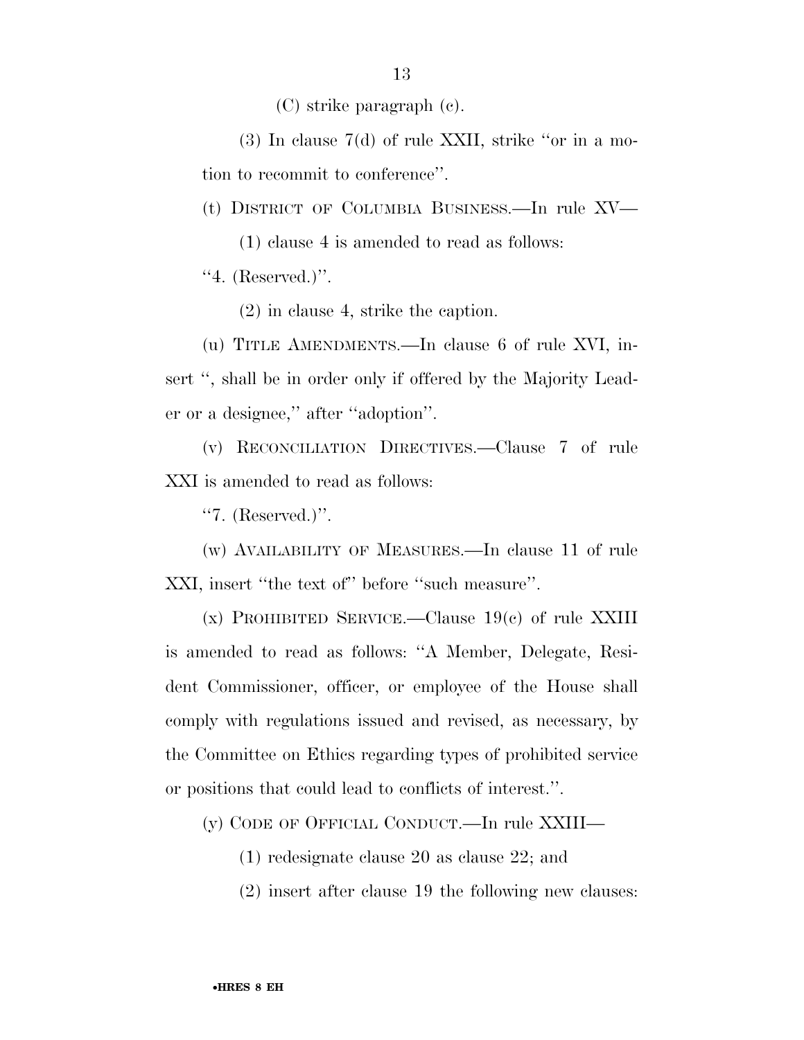(C) strike paragraph (c).

(3) In clause 7(d) of rule XXII, strike ''or in a motion to recommit to conference''.

(t) District of Columbia Business.—In rule XV—

(1) clause 4 is amended to read as follows:

''4. (Reserved.)''.

(2) in clause 4, strike the caption.

(u) Title Amendments.—In clause 6 of rule XVI, insert '', shall be in order only if offered by the Majority Leader or a designee,'' after ''adoption''.

(v) Reconciliation Directives.—Clause 7 of rule XXI is amended to read as follows:

''7. (Reserved.)''.

(w) Availability of Measures.—In clause 11 of rule XXI, insert ''the text of'' before ''such measure''.

(x) Prohibited Service.—Clause 19(c) of rule XXIII is amended to read as follows: ''A Member, Delegate, Resident Commissioner, officer, or employee of the House shall comply with regulations issued and revised, as necessary, by the Committee on Ethics regarding types of prohibited service or positions that could lead to conflicts of interest.''.

(y) Code of Official Conduct.—In rule XXIII—

(1) redesignate clause 20 as clause 22; and

(2) insert after clause 19 the following new clauses: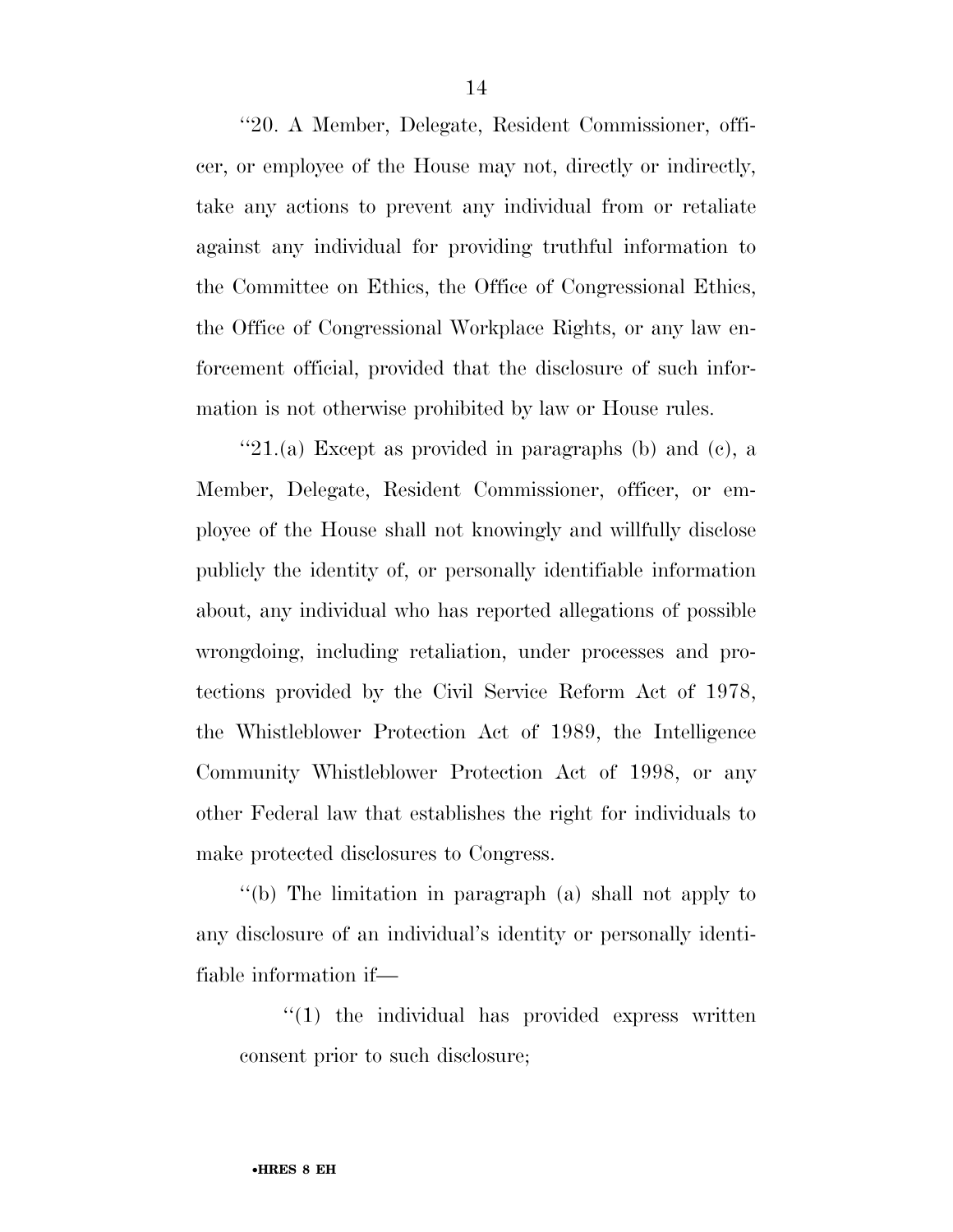"20. A Member, Delegate, Resident Commissioner, officer, or employee of the House may not, directly or indirectly, take any actions to prevent any individual from or retaliate against any individual for providing truthful information to the Committee on Ethics, the Office of Congressional Ethics, the Office of Congressional Workplace Rights, or any law enforcement official, provided that the disclosure of such information is not otherwise prohibited by law or House rules.

"21.(a) Except as provided in paragraphs (b) and (c), a Member, Delegate, Resident Commissioner, officer, or employee of the House shall not knowingly and willfully disclose publicly the identity of, or personally identifiable information about, any individual who has reported allegations of possible wrongdoing, including retaliation, under processes and protections provided by the Civil Service Reform Act of 1978, the Whistleblower Protection Act of 1989, the Intelligence Community Whistleblower Protection Act of 1998, or any other Federal law that establishes the right for individuals to make protected disclosures to Congress.

"(b) The limitation in paragraph (a) shall not apply to any disclosure of an individual's identity or personally identifiable information if—

"(1) the individual has provided express written consent prior to such disclosure;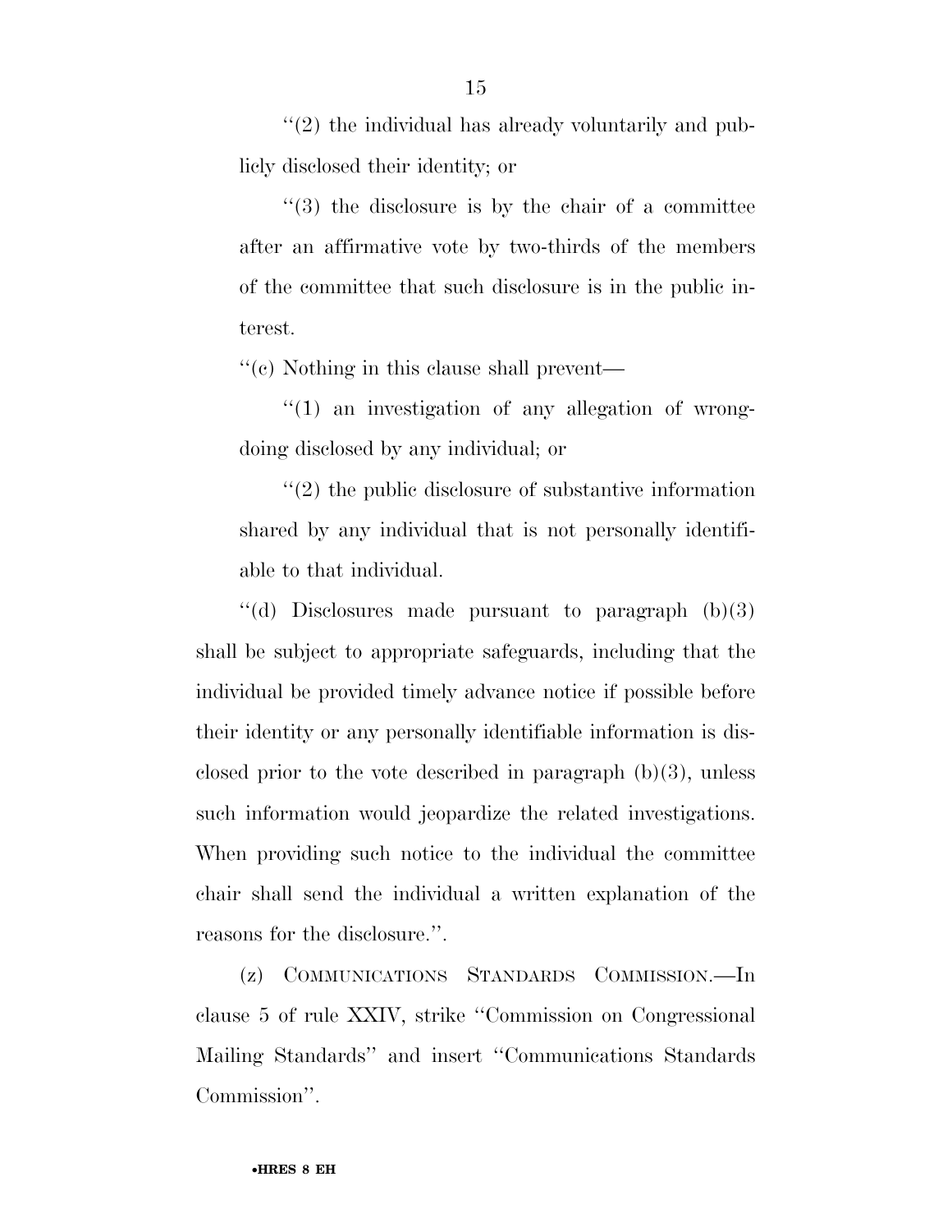''(2) the individual has already voluntarily and publicly disclosed their identity; or

''(3) the disclosure is by the chair of a committee after an affirmative vote by two-thirds of the members of the committee that such disclosure is in the public interest.

''(c) Nothing in this clause shall prevent—

''(1) an investigation of any allegation of wrongdoing disclosed by any individual; or

''(2) the public disclosure of substantive information shared by any individual that is not personally identifiable to that individual.

''(d) Disclosures made pursuant to paragraph (b)(3) shall be subject to appropriate safeguards, including that the individual be provided timely advance notice if possible before their identity or any personally identifiable information is disclosed prior to the vote described in paragraph (b)(3), unless such information would jeopardize the related investigations. When providing such notice to the individual the committee chair shall send the individual a written explanation of the reasons for the disclosure.''.

(z) COMMUNICATIONS STANDARDS COMMISSION.—In clause 5 of rule XXIV, strike ''Commission on Congressional Mailing Standards'' and insert ''Communications Standards Commission''.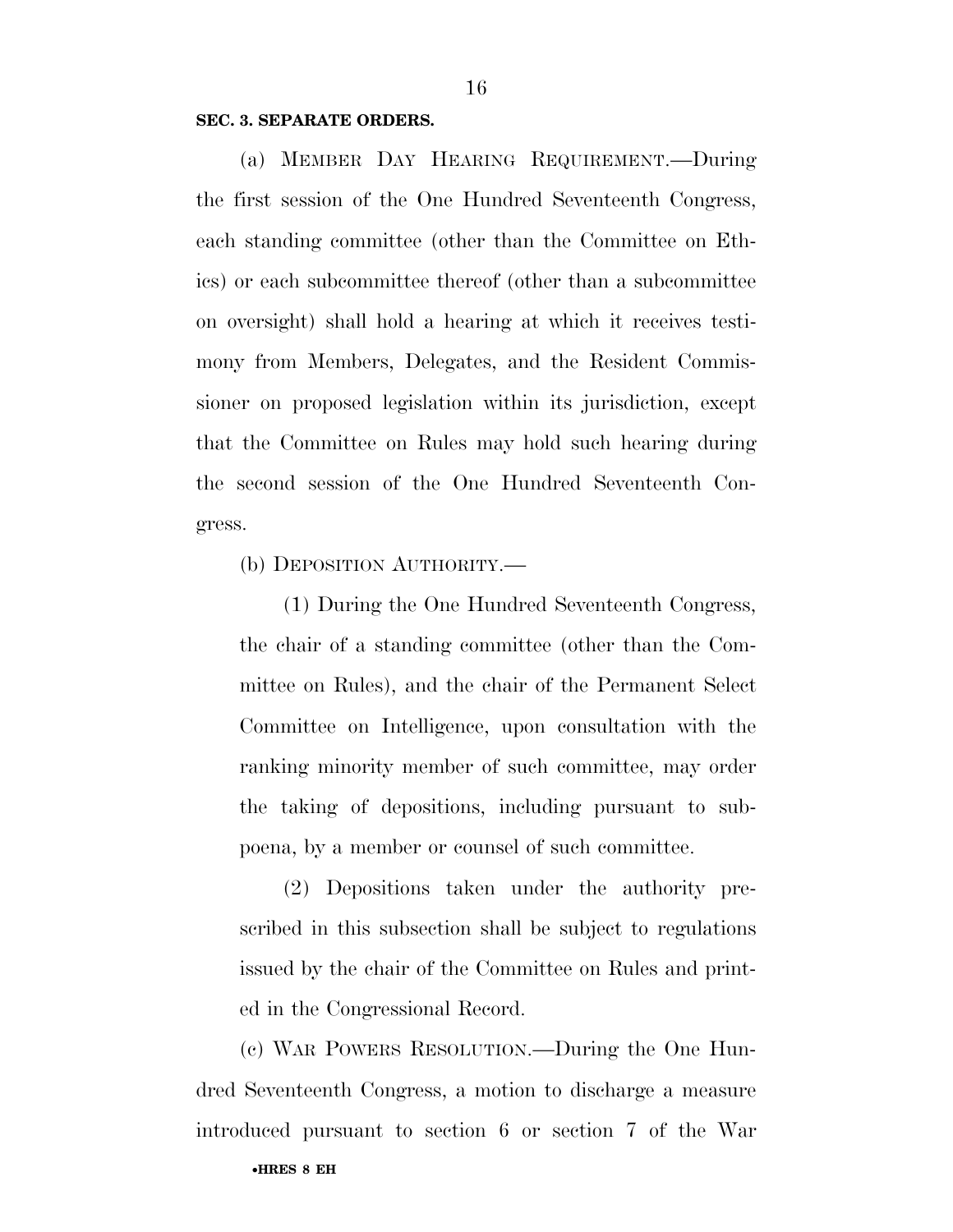**SEC. 3. SEPARATE ORDERS.**

(a) MEMBER DAY HEARING REQUIREMENT.—During the first session of the One Hundred Seventeenth Congress, each standing committee (other than the Committee on Ethics) or each subcommittee thereof (other than a subcommittee on oversight) shall hold a hearing at which it receives testimony from Members, Delegates, and the Resident Commissioner on proposed legislation within its jurisdiction, except that the Committee on Rules may hold such hearing during the second session of the One Hundred Seventeenth Congress.

(b) DEPOSITION AUTHORITY.—

(1) During the One Hundred Seventeenth Congress, the chair of a standing committee (other than the Committee on Rules), and the chair of the Permanent Select Committee on Intelligence, upon consultation with the ranking minority member of such committee, may order the taking of depositions, including pursuant to subpoena, by a member or counsel of such committee.

(2) Depositions taken under the authority prescribed in this subsection shall be subject to regulations issued by the chair of the Committee on Rules and printed in the Congressional Record.

(c) WAR POWERS RESOLUTION.—During the One Hundred Seventeenth Congress, a motion to discharge a measure introduced pursuant to section 6 or section 7 of the War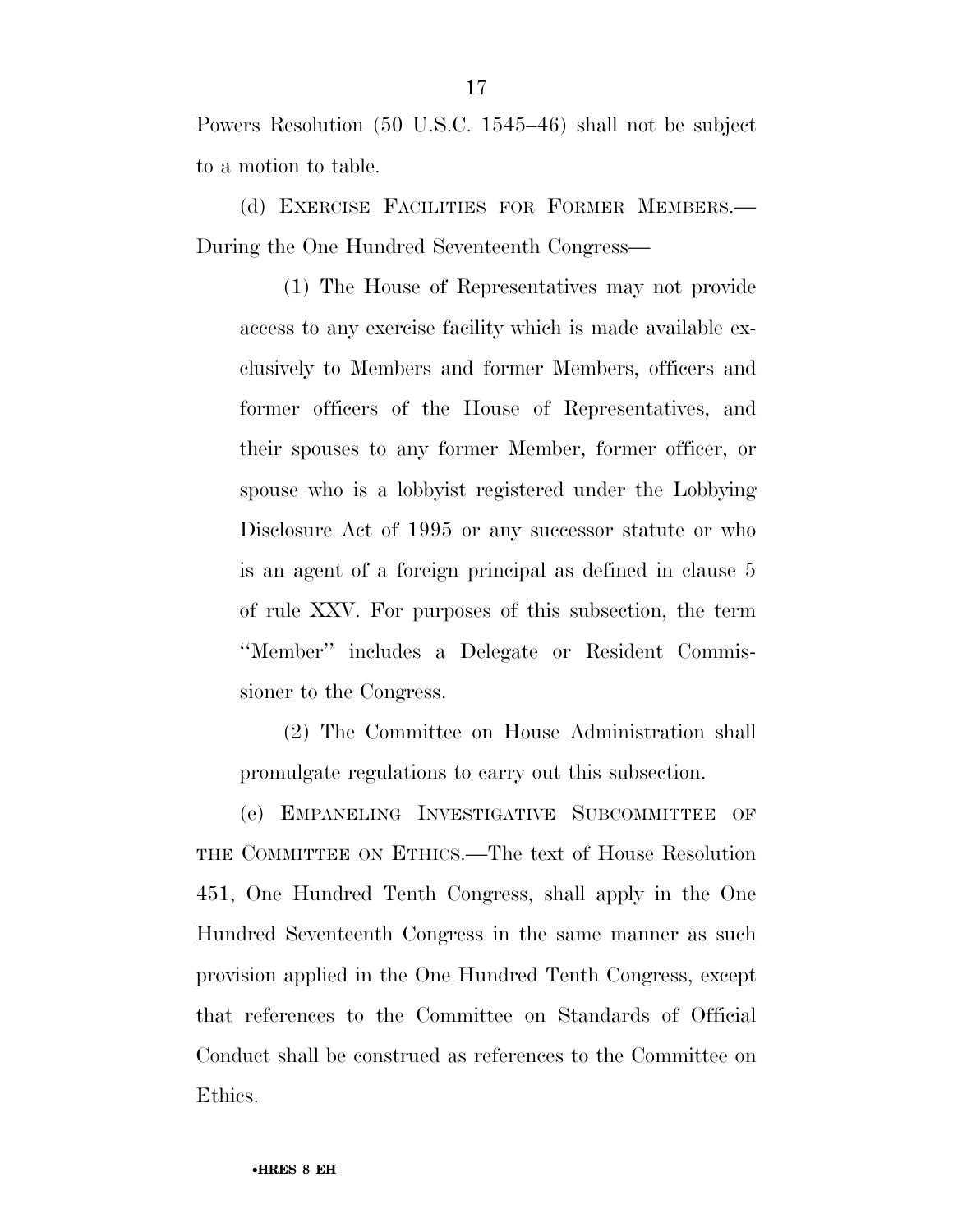Powers Resolution (50 U.S.C. 1545–46) shall not be subject to a motion to table.

(d) EXERCISE FACILITIES FOR FORMER MEMBERS.—During the One Hundred Seventeenth Congress—

(1) The House of Representatives may not provide access to any exercise facility which is made available exclusively to Members and former Members, officers and former officers of the House of Representatives, and their spouses to any former Member, former officer, or spouse who is a lobbyist registered under the Lobbying Disclosure Act of 1995 or any successor statute or who is an agent of a foreign principal as defined in clause 5 of rule XXV. For purposes of this subsection, the term ''Member'' includes a Delegate or Resident Commissioner to the Congress.

(2) The Committee on House Administration shall promulgate regulations to carry out this subsection.

(e) EMPANELING INVESTIGATIVE SUBCOMMITTEE OF THE COMMITTEE ON ETHICS.—The text of House Resolution 451, One Hundred Tenth Congress, shall apply in the One Hundred Seventeenth Congress in the same manner as such provision applied in the One Hundred Tenth Congress, except that references to the Committee on Standards of Official Conduct shall be construed as references to the Committee on Ethics.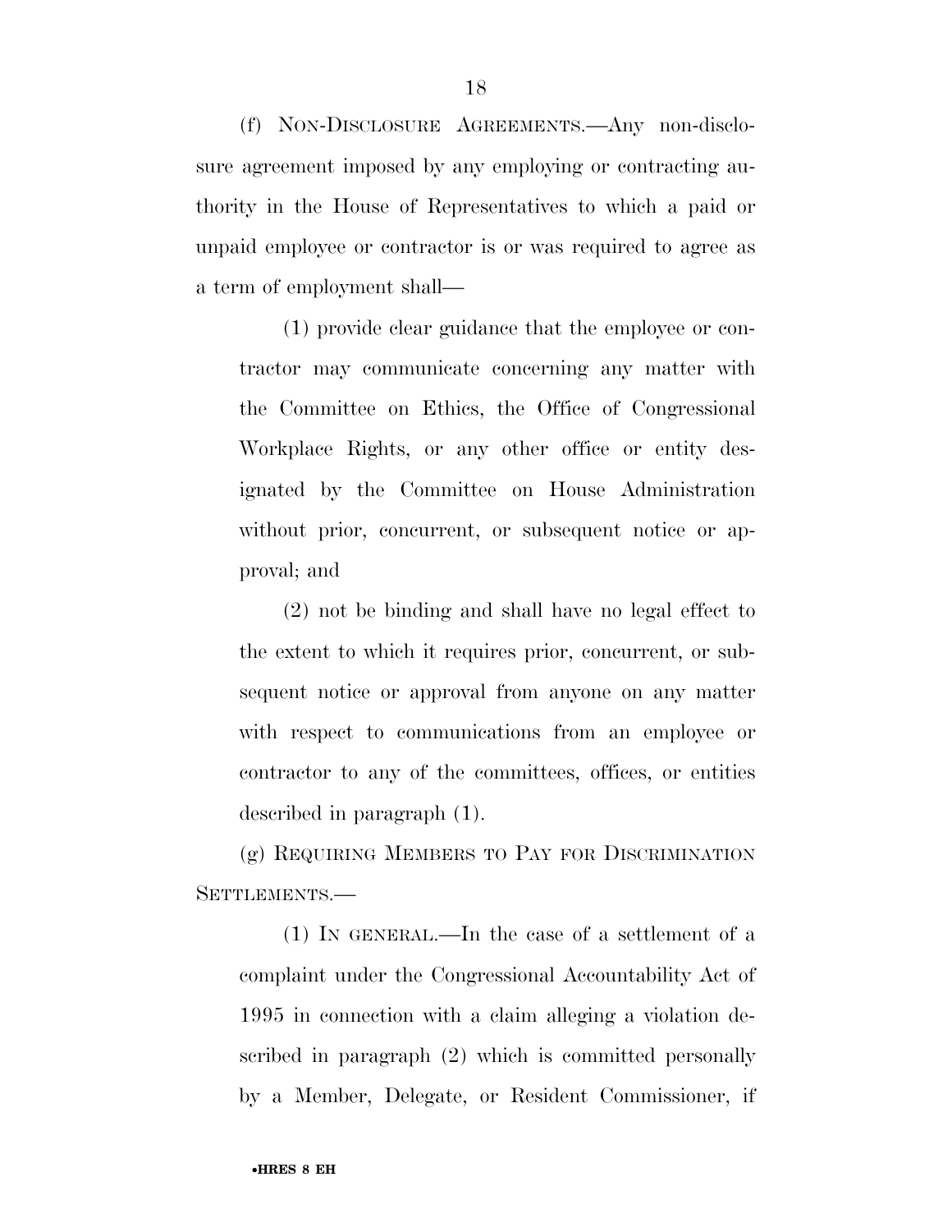(f) NON-DISCLOSURE AGREEMENTS.—Any non-disclosure agreement imposed by any employing or contracting authority in the House of Representatives to which a paid or unpaid employee or contractor is or was required to agree as a term of employment shall—

(1) provide clear guidance that the employee or contractor may communicate concerning any matter with the Committee on Ethics, the Office of Congressional Workplace Rights, or any other office or entity designated by the Committee on House Administration without prior, concurrent, or subsequent notice or approval; and

(2) not be binding and shall have no legal effect to the extent to which it requires prior, concurrent, or subsequent notice or approval from anyone on any matter with respect to communications from an employee or contractor to any of the committees, offices, or entities described in paragraph (1).

(g) REQUIRING MEMBERS TO PAY FOR DISCRIMINATION SETTLEMENTS.—

(1) IN GENERAL.—In the case of a settlement of a complaint under the Congressional Accountability Act of 1995 in connection with a claim alleging a violation described in paragraph (2) which is committed personally by a Member, Delegate, or Resident Commissioner, if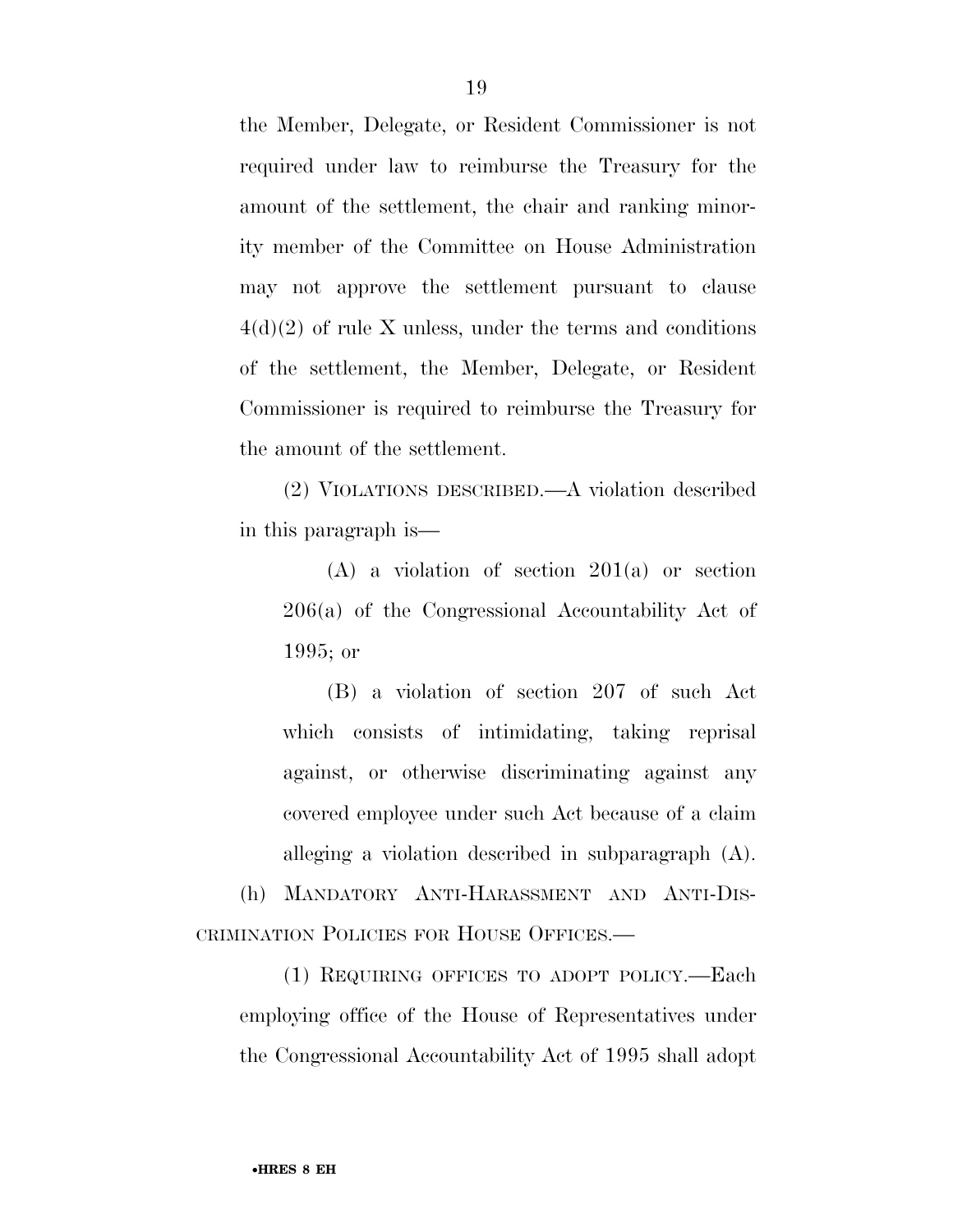the Member, Delegate, or Resident Commissioner is not required under law to reimburse the Treasury for the amount of the settlement, the chair and ranking minority member of the Committee on House Administration may not approve the settlement pursuant to clause 4(d)(2) of rule X unless, under the terms and conditions of the settlement, the Member, Delegate, or Resident Commissioner is required to reimburse the Treasury for the amount of the settlement.

(2) VIOLATIONS DESCRIBED.—A violation described in this paragraph is—

(A) a violation of section 201(a) or section 206(a) of the Congressional Accountability Act of 1995; or

(B) a violation of section 207 of such Act which consists of intimidating, taking reprisal against, or otherwise discriminating against any covered employee under such Act because of a claim alleging a violation described in subparagraph (A).

(h) MANDATORY ANTI-HARASSMENT AND ANTI-DISCRIMINATION POLICIES FOR HOUSE OFFICES.—

(1) REQUIRING OFFICES TO ADOPT POLICY.—Each employing office of the House of Representatives under the Congressional Accountability Act of 1995 shall adopt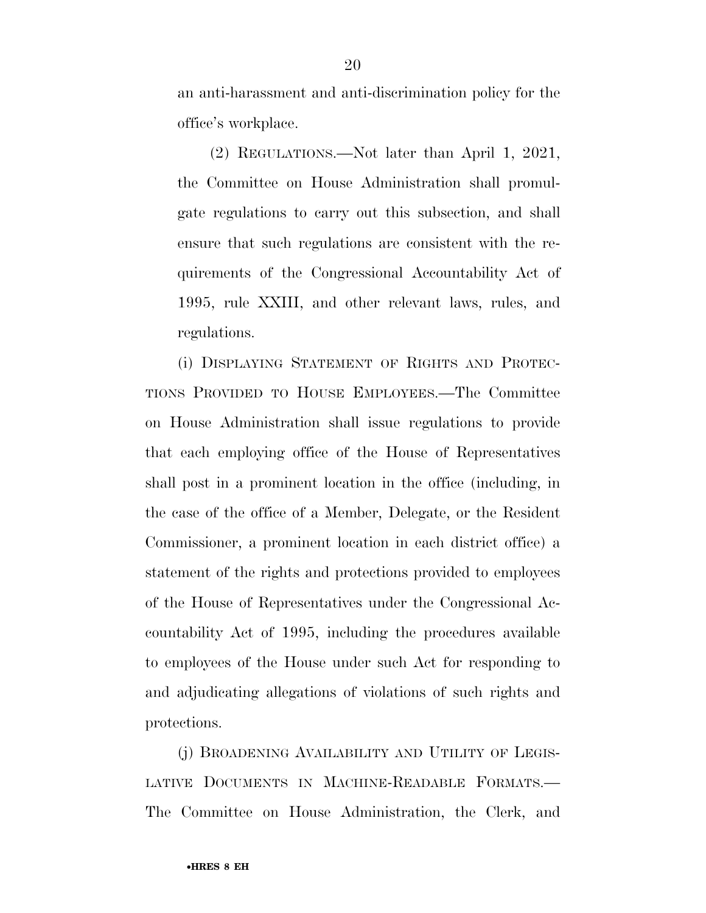an anti-harassment and anti-discrimination policy for the office's workplace.

(2) REGULATIONS.—Not later than April 1, 2021, the Committee on House Administration shall promulgate regulations to carry out this subsection, and shall ensure that such regulations are consistent with the requirements of the Congressional Accountability Act of 1995, rule XXIII, and other relevant laws, rules, and regulations.

(i) DISPLAYING STATEMENT OF RIGHTS AND PROTECTIONS PROVIDED TO HOUSE EMPLOYEES.—The Committee on House Administration shall issue regulations to provide that each employing office of the House of Representatives shall post in a prominent location in the office (including, in the case of the office of a Member, Delegate, or the Resident Commissioner, a prominent location in each district office) a statement of the rights and protections provided to employees of the House of Representatives under the Congressional Accountability Act of 1995, including the procedures available to employees of the House under such Act for responding to and adjudicating allegations of violations of such rights and protections.

(j) BROADENING AVAILABILITY AND UTILITY OF LEGISLATIVE DOCUMENTS IN MACHINE-READABLE FORMATS.—The Committee on House Administration, the Clerk, and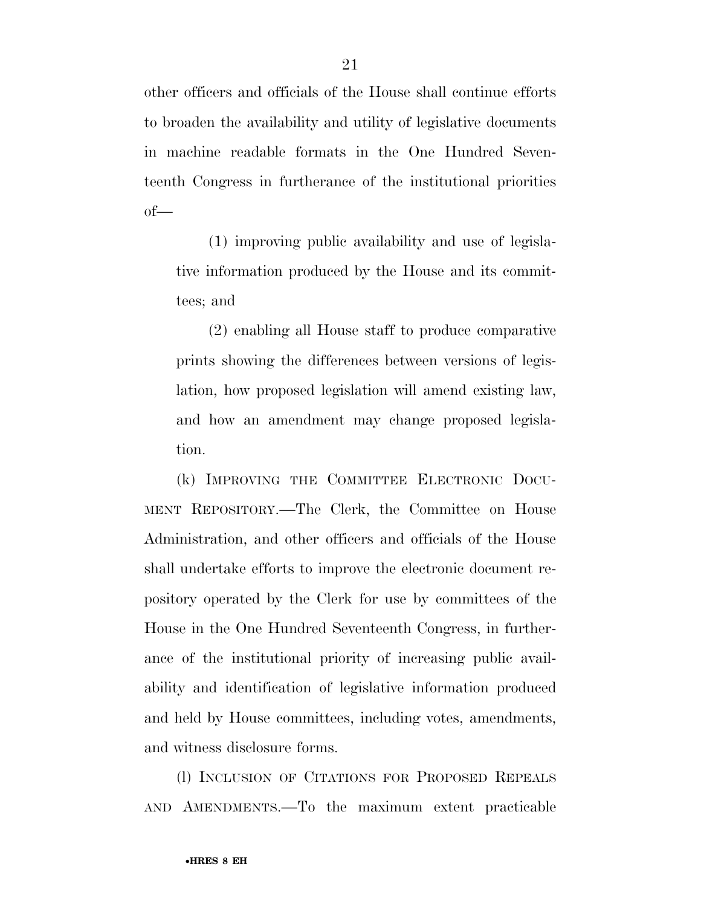other officers and officials of the House shall continue efforts to broaden the availability and utility of legislative documents in machine readable formats in the One Hundred Seventeenth Congress in furtherance of the institutional priorities of—

(1) improving public availability and use of legislative information produced by the House and its committees; and

(2) enabling all House staff to produce comparative prints showing the differences between versions of legislation, how proposed legislation will amend existing law, and how an amendment may change proposed legislation.

(k) IMPROVING THE COMMITTEE ELECTRONIC DOCUMENT REPOSITORY.—The Clerk, the Committee on House Administration, and other officers and officials of the House shall undertake efforts to improve the electronic document repository operated by the Clerk for use by committees of the House in the One Hundred Seventeenth Congress, in furtherance of the institutional priority of increasing public availability and identification of legislative information produced and held by House committees, including votes, amendments, and witness disclosure forms.

(l) INCLUSION OF CITATIONS FOR PROPOSED REPEALS AND AMENDMENTS.—To the maximum extent practicable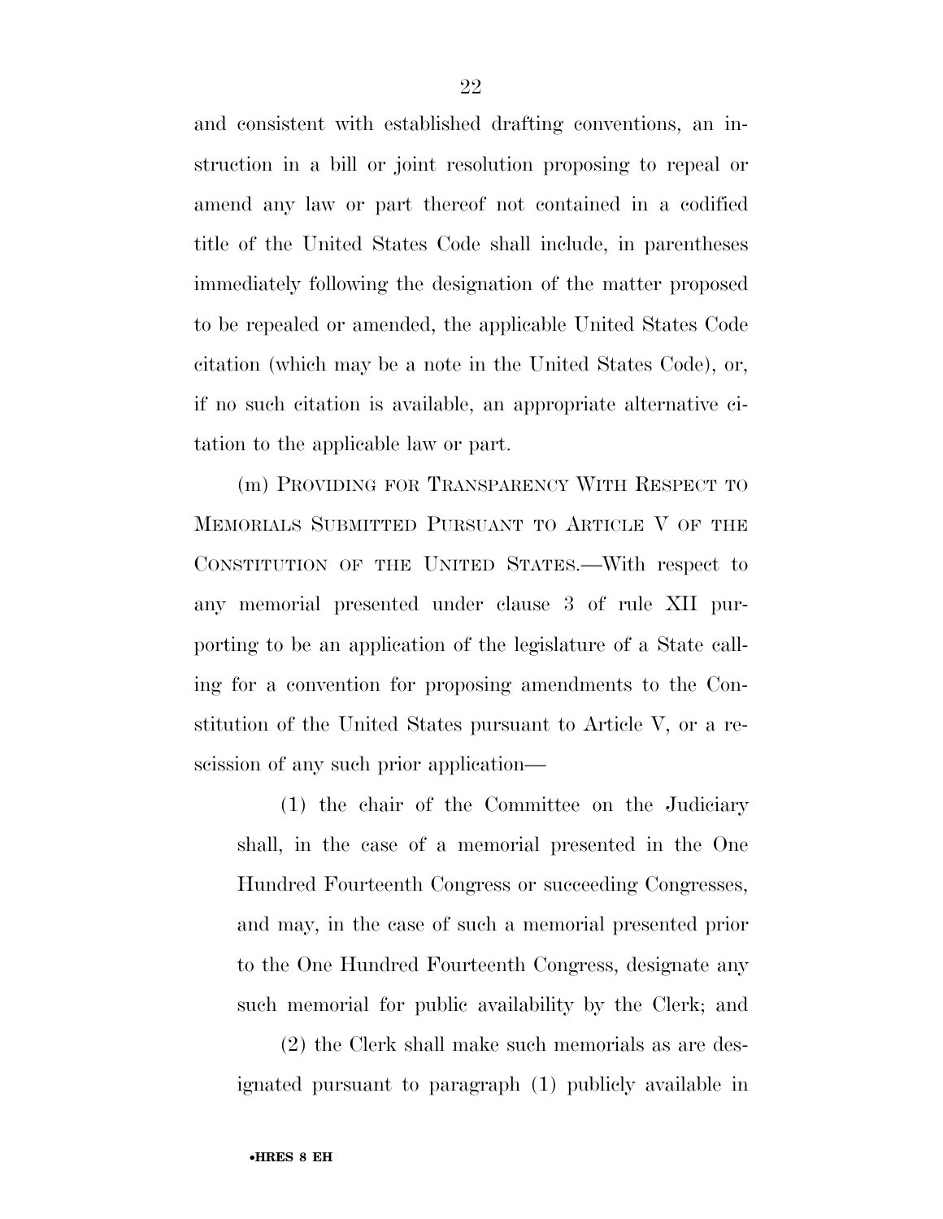and consistent with established drafting conventions, an instruction in a bill or joint resolution proposing to repeal or amend any law or part thereof not contained in a codified title of the United States Code shall include, in parentheses immediately following the designation of the matter proposed to be repealed or amended, the applicable United States Code citation (which may be a note in the United States Code), or, if no such citation is available, an appropriate alternative citation to the applicable law or part.

(m) PROVIDING FOR TRANSPARENCY WITH RESPECT TO MEMORIALS SUBMITTED PURSUANT TO ARTICLE V OF THE CONSTITUTION OF THE UNITED STATES.—With respect to any memorial presented under clause 3 of rule XII purporting to be an application of the legislature of a State calling for a convention for proposing amendments to the Constitution of the United States pursuant to Article V, or a rescission of any such prior application—

(1) the chair of the Committee on the Judiciary shall, in the case of a memorial presented in the One Hundred Fourteenth Congress or succeeding Congresses, and may, in the case of such a memorial presented prior to the One Hundred Fourteenth Congress, designate any such memorial for public availability by the Clerk; and

(2) the Clerk shall make such memorials as are designated pursuant to paragraph (1) publicly available in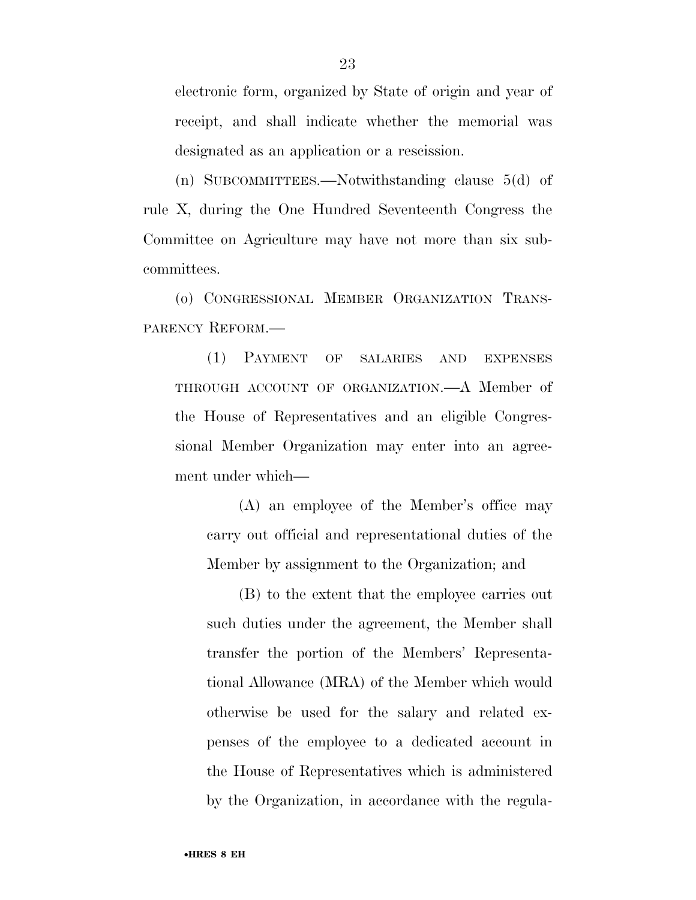electronic form, organized by State of origin and year of receipt, and shall indicate whether the memorial was designated as an application or a rescission.

(n) SUBCOMMITTEES.—Notwithstanding clause 5(d) of rule X, during the One Hundred Seventeenth Congress the Committee on Agriculture may have not more than six subcommittees.

(o) CONGRESSIONAL MEMBER ORGANIZATION TRANSPARENCY REFORM.—

(1) PAYMENT OF SALARIES AND EXPENSES THROUGH ACCOUNT OF ORGANIZATION.—A Member of the House of Representatives and an eligible Congressional Member Organization may enter into an agreement under which—

(A) an employee of the Member's office may carry out official and representational duties of the Member by assignment to the Organization; and

(B) to the extent that the employee carries out such duties under the agreement, the Member shall transfer the portion of the Members' Representational Allowance (MRA) of the Member which would otherwise be used for the salary and related expenses of the employee to a dedicated account in the House of Representatives which is administered by the Organization, in accordance with the regula-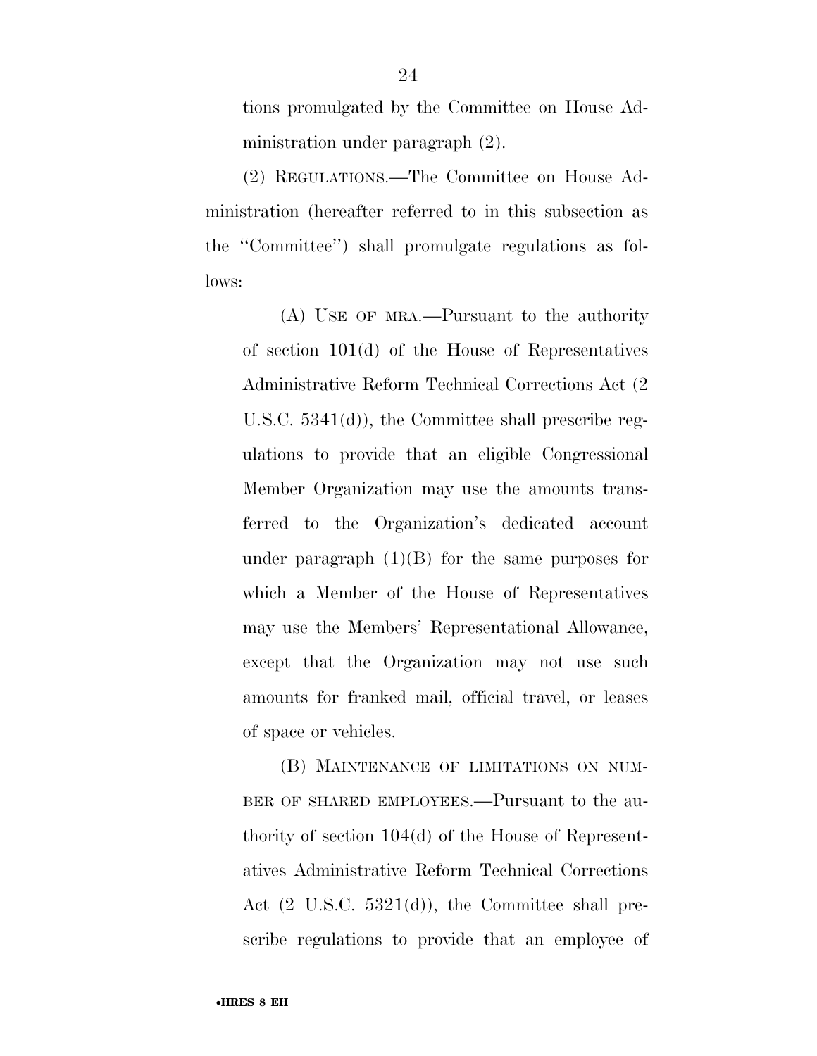tions promulgated by the Committee on House Administration under paragraph (2).

(2) REGULATIONS.—The Committee on House Administration (hereafter referred to in this subsection as the ''Committee'') shall promulgate regulations as follows:

(A) USE OF MRA.—Pursuant to the authority of section 101(d) of the House of Representatives Administrative Reform Technical Corrections Act (2 U.S.C. 5341(d)), the Committee shall prescribe regulations to provide that an eligible Congressional Member Organization may use the amounts transferred to the Organization's dedicated account under paragraph (1)(B) for the same purposes for which a Member of the House of Representatives may use the Members' Representational Allowance, except that the Organization may not use such amounts for franked mail, official travel, or leases of space or vehicles.

(B) MAINTENANCE OF LIMITATIONS ON NUMBER OF SHARED EMPLOYEES.—Pursuant to the authority of section 104(d) of the House of Representatives Administrative Reform Technical Corrections Act (2 U.S.C. 5321(d)), the Committee shall prescribe regulations to provide that an employee of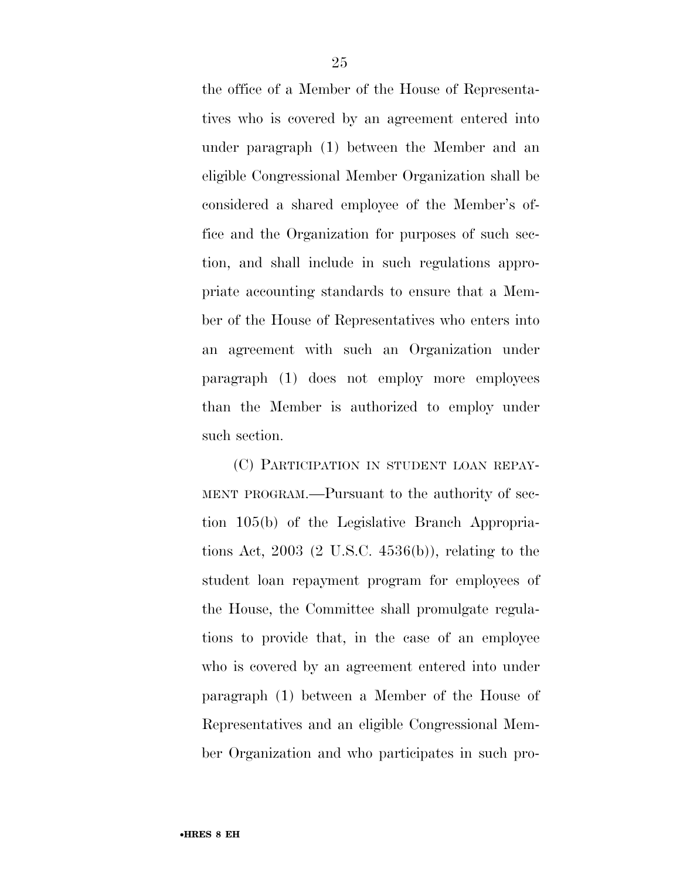the office of a Member of the House of Representatives who is covered by an agreement entered into under paragraph (1) between the Member and an eligible Congressional Member Organization shall be considered a shared employee of the Member's office and the Organization for purposes of such section, and shall include in such regulations appropriate accounting standards to ensure that a Member of the House of Representatives who enters into an agreement with such an Organization under paragraph (1) does not employ more employees than the Member is authorized to employ under such section.

(C) PARTICIPATION IN STUDENT LOAN REPAYMENT PROGRAM.—Pursuant to the authority of section 105(b) of the Legislative Branch Appropriations Act, 2003 (2 U.S.C. 4536(b)), relating to the student loan repayment program for employees of the House, the Committee shall promulgate regulations to provide that, in the case of an employee who is covered by an agreement entered into under paragraph (1) between a Member of the House of Representatives and an eligible Congressional Member Organization and who participates in such pro-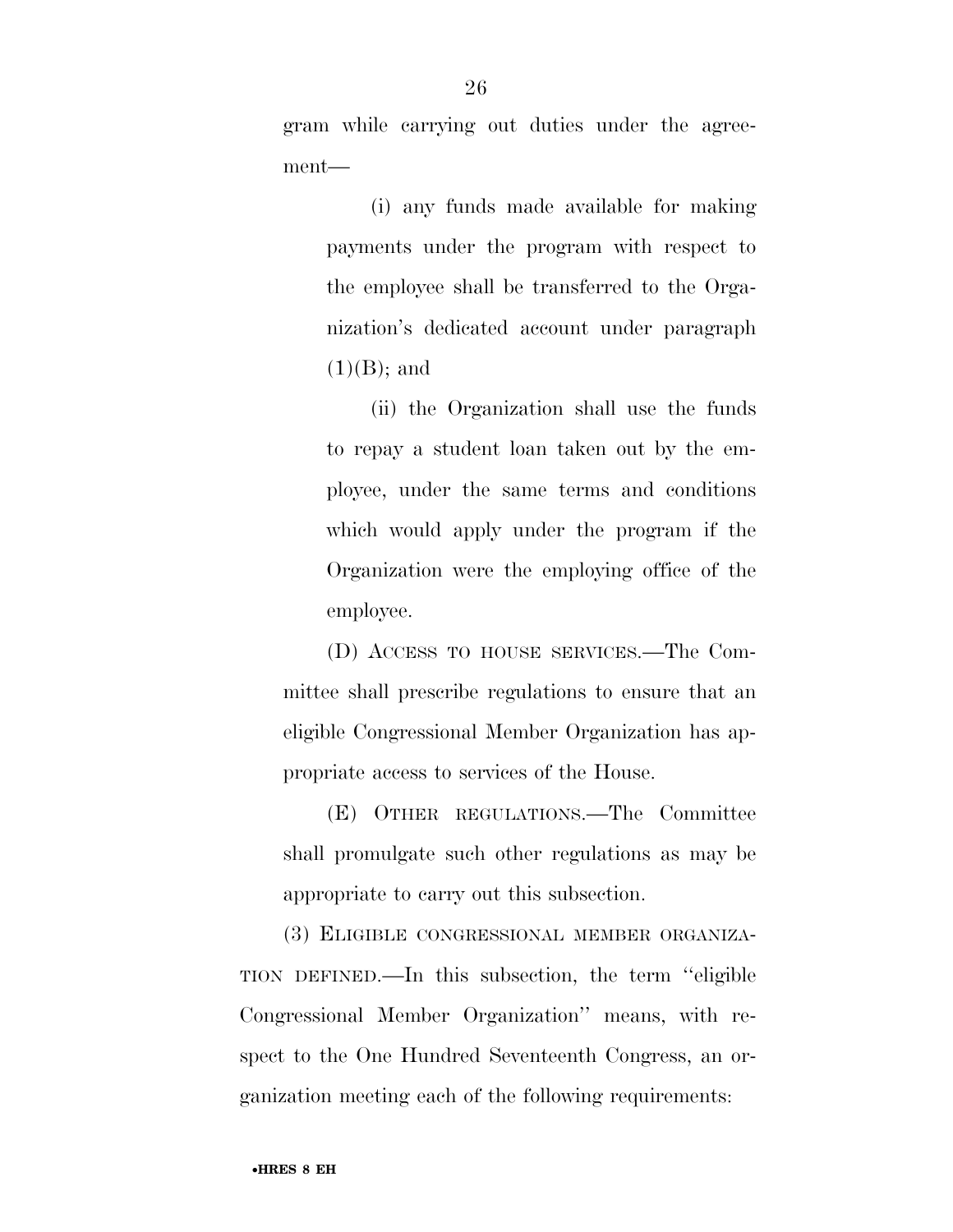gram while carrying out duties under the agreement—

(i) any funds made available for making payments under the program with respect to the employee shall be transferred to the Organization's dedicated account under paragraph (1)(B); and

(ii) the Organization shall use the funds to repay a student loan taken out by the employee, under the same terms and conditions which would apply under the program if the Organization were the employing office of the employee.

(D) ACCESS TO HOUSE SERVICES.—The Committee shall prescribe regulations to ensure that an eligible Congressional Member Organization has appropriate access to services of the House.

(E) OTHER REGULATIONS.—The Committee shall promulgate such other regulations as may be appropriate to carry out this subsection.

(3) ELIGIBLE CONGRESSIONAL MEMBER ORGANIZATION DEFINED.—In this subsection, the term ''eligible Congressional Member Organization'' means, with respect to the One Hundred Seventeenth Congress, an organization meeting each of the following requirements: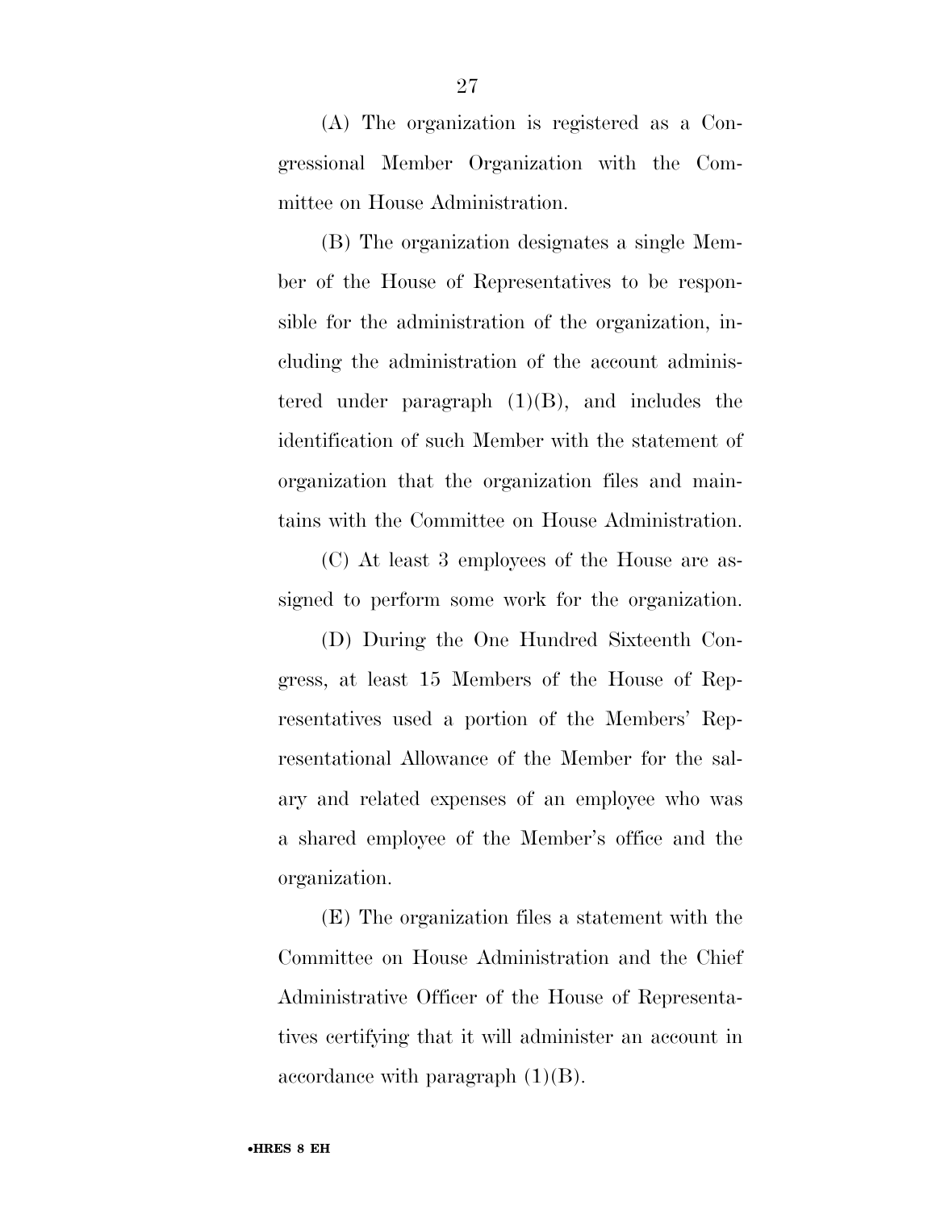(A) The organization is registered as a Congressional Member Organization with the Committee on House Administration.

(B) The organization designates a single Member of the House of Representatives to be responsible for the administration of the organization, including the administration of the account administered under paragraph (1)(B), and includes the identification of such Member with the statement of organization that the organization files and maintains with the Committee on House Administration.

(C) At least 3 employees of the House are assigned to perform some work for the organization.

(D) During the One Hundred Sixteenth Congress, at least 15 Members of the House of Representatives used a portion of the Members' Representational Allowance of the Member for the salary and related expenses of an employee who was a shared employee of the Member's office and the organization.

(E) The organization files a statement with the Committee on House Administration and the Chief Administrative Officer of the House of Representatives certifying that it will administer an account in accordance with paragraph (1)(B).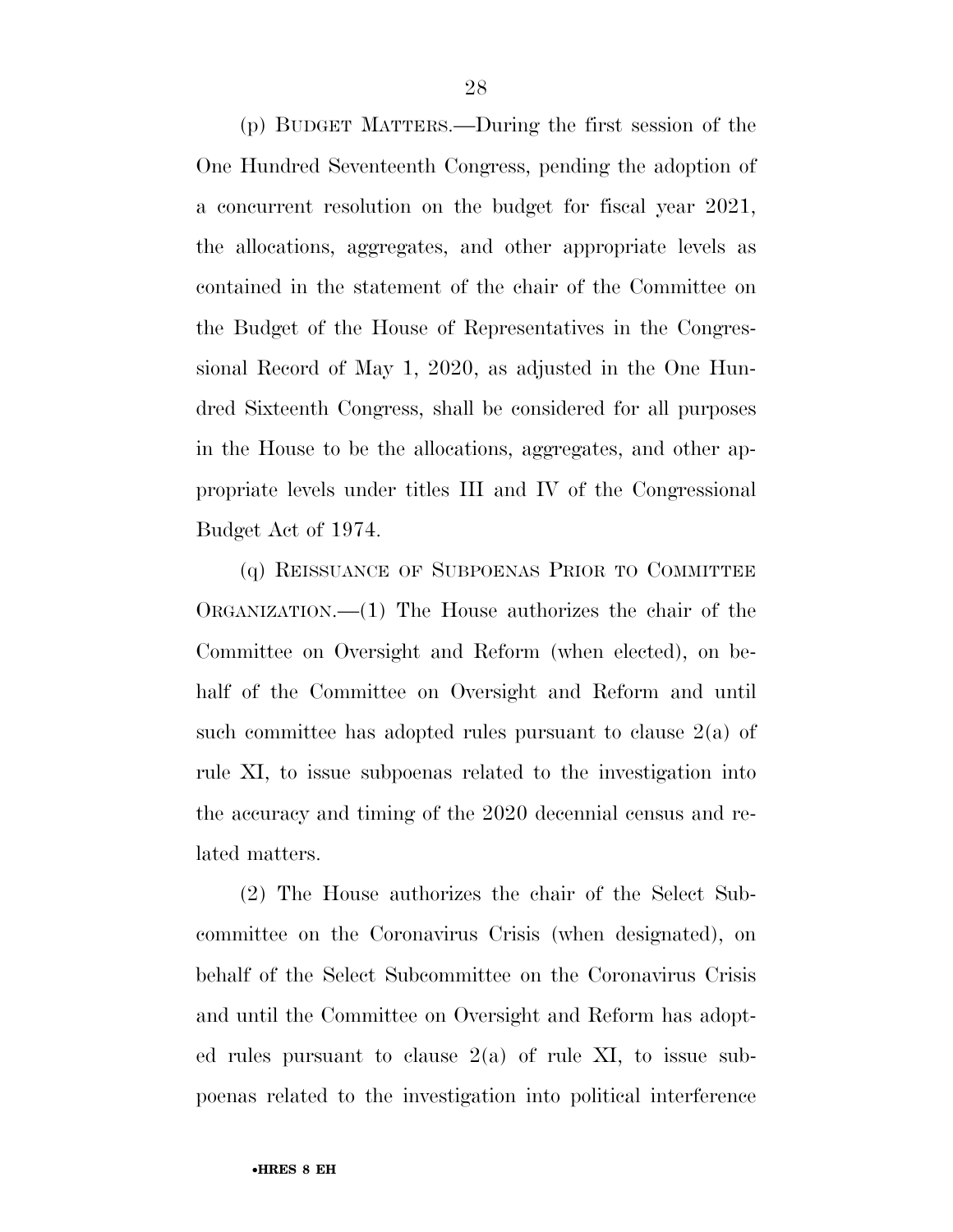(p) BUDGET MATTERS.—During the first session of the One Hundred Seventeenth Congress, pending the adoption of a concurrent resolution on the budget for fiscal year 2021, the allocations, aggregates, and other appropriate levels as contained in the statement of the chair of the Committee on the Budget of the House of Representatives in the Congressional Record of May 1, 2020, as adjusted in the One Hundred Sixteenth Congress, shall be considered for all purposes in the House to be the allocations, aggregates, and other appropriate levels under titles III and IV of the Congressional Budget Act of 1974.

(q) REISSUANCE OF SUBPOENAS PRIOR TO COMMITTEE ORGANIZATION.—(1) The House authorizes the chair of the Committee on Oversight and Reform (when elected), on behalf of the Committee on Oversight and Reform and until such committee has adopted rules pursuant to clause 2(a) of rule XI, to issue subpoenas related to the investigation into the accuracy and timing of the 2020 decennial census and related matters.

(2) The House authorizes the chair of the Select Subcommittee on the Coronavirus Crisis (when designated), on behalf of the Select Subcommittee on the Coronavirus Crisis and until the Committee on Oversight and Reform has adopted rules pursuant to clause 2(a) of rule XI, to issue subpoenas related to the investigation into political interference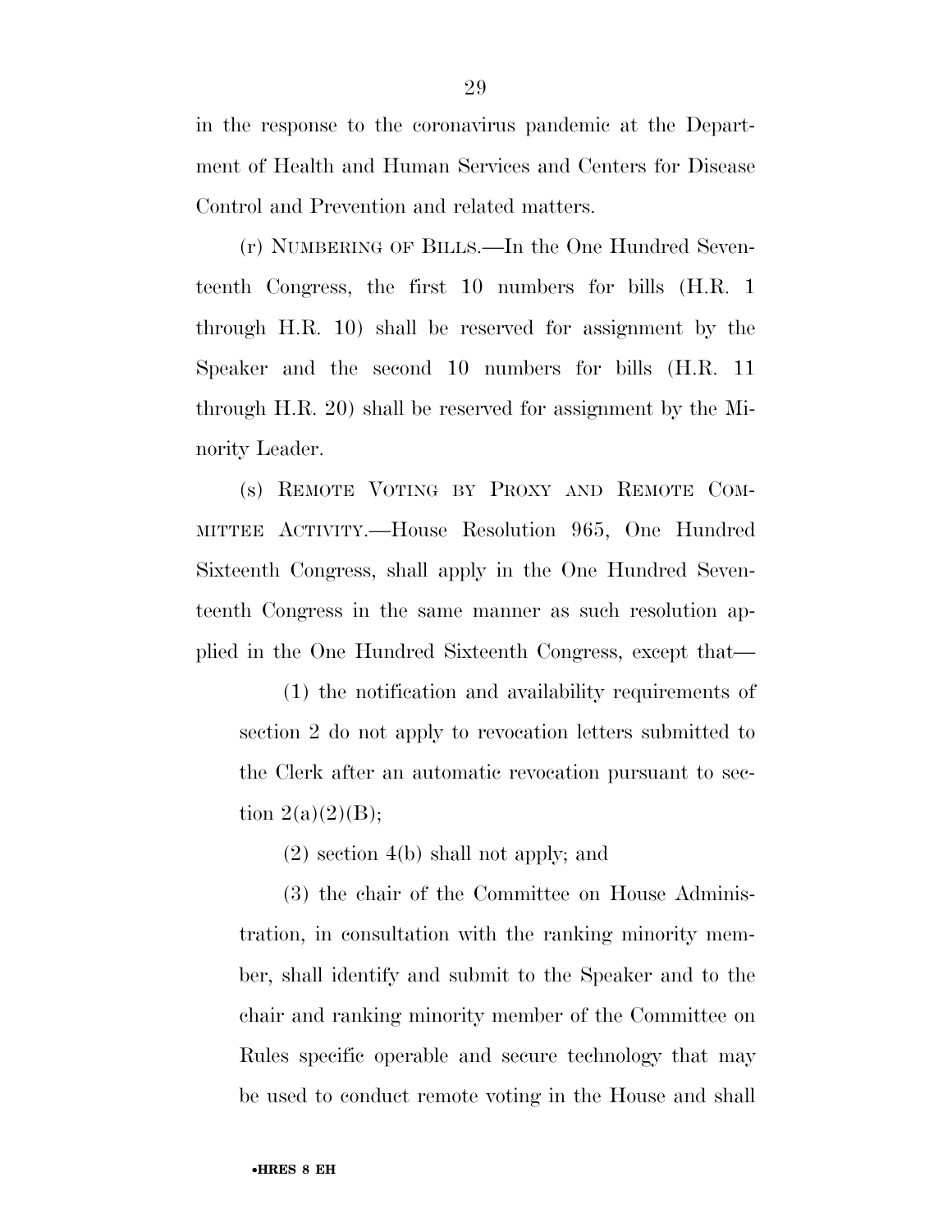in the response to the coronavirus pandemic at the Department of Health and Human Services and Centers for Disease Control and Prevention and related matters.

(r) NUMBERING OF BILLS.—In the One Hundred Seventeenth Congress, the first 10 numbers for bills (H.R. 1 through H.R. 10) shall be reserved for assignment by the Speaker and the second 10 numbers for bills (H.R. 11 through H.R. 20) shall be reserved for assignment by the Minority Leader.

(s) REMOTE VOTING BY PROXY AND REMOTE COMMITTEE ACTIVITY.—House Resolution 965, One Hundred Sixteenth Congress, shall apply in the One Hundred Seventeenth Congress in the same manner as such resolution applied in the One Hundred Sixteenth Congress, except that—

(1) the notification and availability requirements of section 2 do not apply to revocation letters submitted to the Clerk after an automatic revocation pursuant to section 2(a)(2)(B);

(2) section 4(b) shall not apply; and

(3) the chair of the Committee on House Administration, in consultation with the ranking minority member, shall identify and submit to the Speaker and to the chair and ranking minority member of the Committee on Rules specific operable and secure technology that may be used to conduct remote voting in the House and shall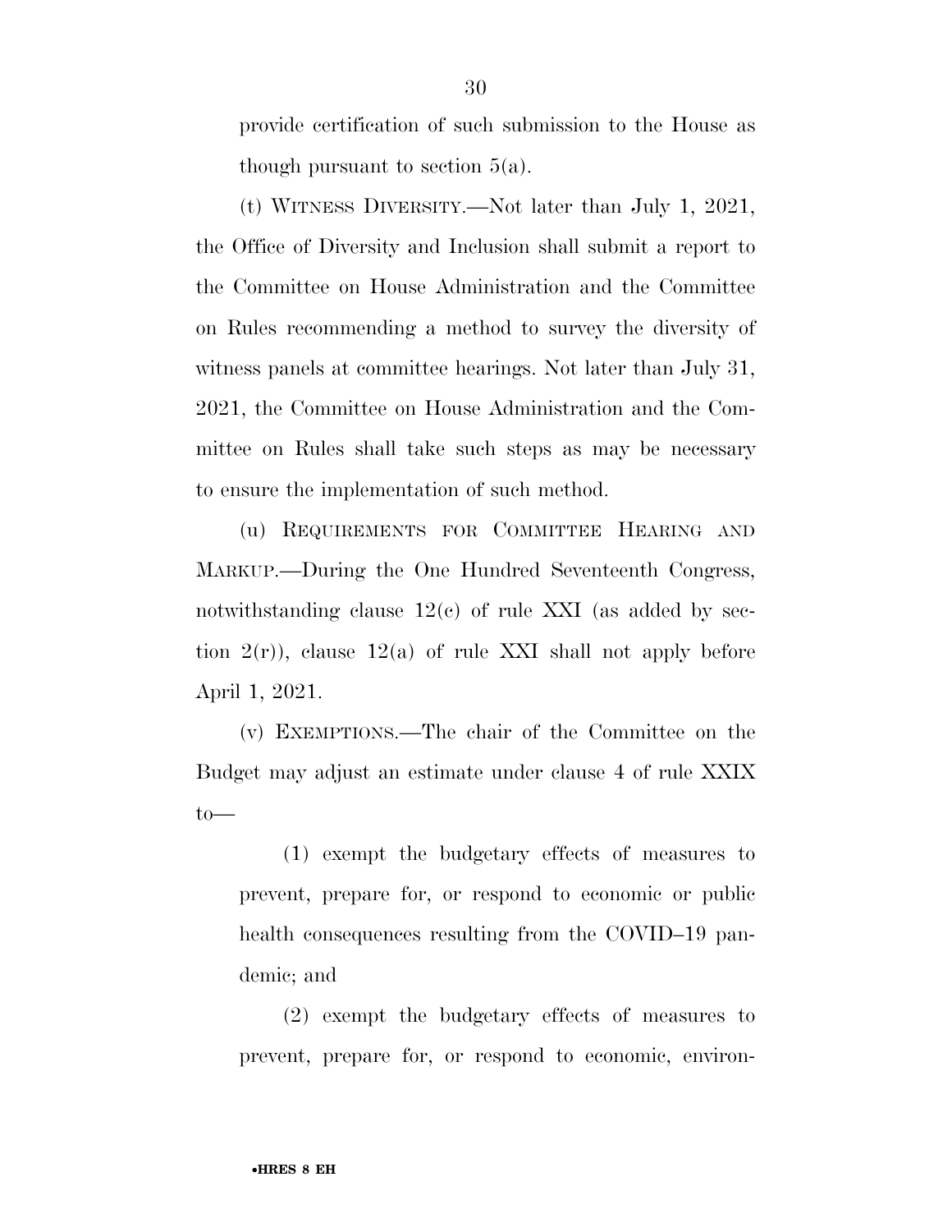provide certification of such submission to the House as though pursuant to section 5(a).

(t) WITNESS DIVERSITY.—Not later than July 1, 2021, the Office of Diversity and Inclusion shall submit a report to the Committee on House Administration and the Committee on Rules recommending a method to survey the diversity of witness panels at committee hearings. Not later than July 31, 2021, the Committee on House Administration and the Committee on Rules shall take such steps as may be necessary to ensure the implementation of such method.

(u) REQUIREMENTS FOR COMMITTEE HEARING AND MARKUP.—During the One Hundred Seventeenth Congress, notwithstanding clause 12(c) of rule XXI (as added by section 2(r)), clause 12(a) of rule XXI shall not apply before April 1, 2021.

(v) EXEMPTIONS.—The chair of the Committee on the Budget may adjust an estimate under clause 4 of rule XXIX to—

(1) exempt the budgetary effects of measures to prevent, prepare for, or respond to economic or public health consequences resulting from the COVID–19 pandemic; and

(2) exempt the budgetary effects of measures to prevent, prepare for, or respond to economic, environ-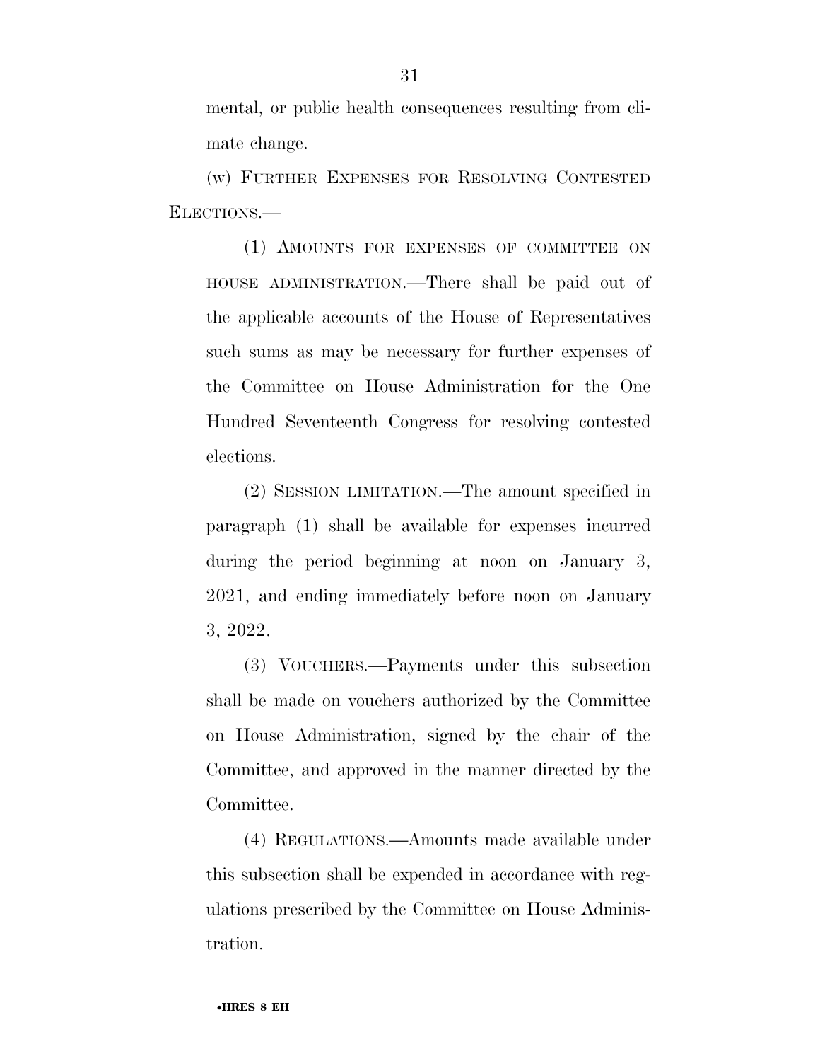mental, or public health consequences resulting from climate change.

(w) FURTHER EXPENSES FOR RESOLVING CONTESTED ELECTIONS.—

(1) AMOUNTS FOR EXPENSES OF COMMITTEE ON HOUSE ADMINISTRATION.—There shall be paid out of the applicable accounts of the House of Representatives such sums as may be necessary for further expenses of the Committee on House Administration for the One Hundred Seventeenth Congress for resolving contested elections.

(2) SESSION LIMITATION.—The amount specified in paragraph (1) shall be available for expenses incurred during the period beginning at noon on January 3, 2021, and ending immediately before noon on January 3, 2022.

(3) VOUCHERS.—Payments under this subsection shall be made on vouchers authorized by the Committee on House Administration, signed by the chair of the Committee, and approved in the manner directed by the Committee.

(4) REGULATIONS.—Amounts made available under this subsection shall be expended in accordance with regulations prescribed by the Committee on House Administration.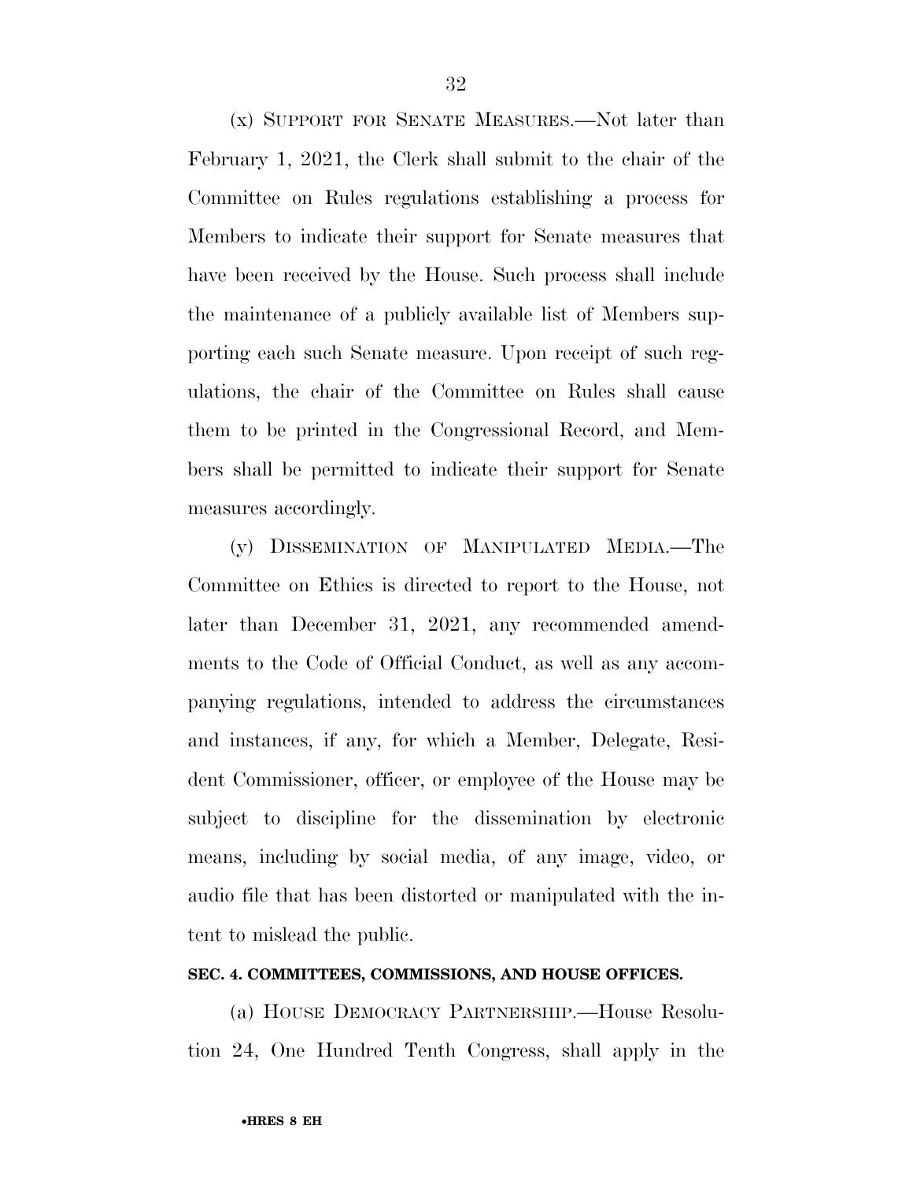(x) SUPPORT FOR SENATE MEASURES.—Not later than February 1, 2021, the Clerk shall submit to the chair of the Committee on Rules regulations establishing a process for Members to indicate their support for Senate measures that have been received by the House. Such process shall include the maintenance of a publicly available list of Members supporting each such Senate measure. Upon receipt of such regulations, the chair of the Committee on Rules shall cause them to be printed in the Congressional Record, and Members shall be permitted to indicate their support for Senate measures accordingly.

(y) DISSEMINATION OF MANIPULATED MEDIA.—The Committee on Ethics is directed to report to the House, not later than December 31, 2021, any recommended amendments to the Code of Official Conduct, as well as any accompanying regulations, intended to address the circumstances and instances, if any, for which a Member, Delegate, Resident Commissioner, officer, or employee of the House may be subject to discipline for the dissemination by electronic means, including by social media, of any image, video, or audio file that has been distorted or manipulated with the intent to mislead the public.

**SEC. 4. COMMITTEES, COMMISSIONS, AND HOUSE OFFICES.**

(a) HOUSE DEMOCRACY PARTNERSHIP.—House Resolution 24, One Hundred Tenth Congress, shall apply in the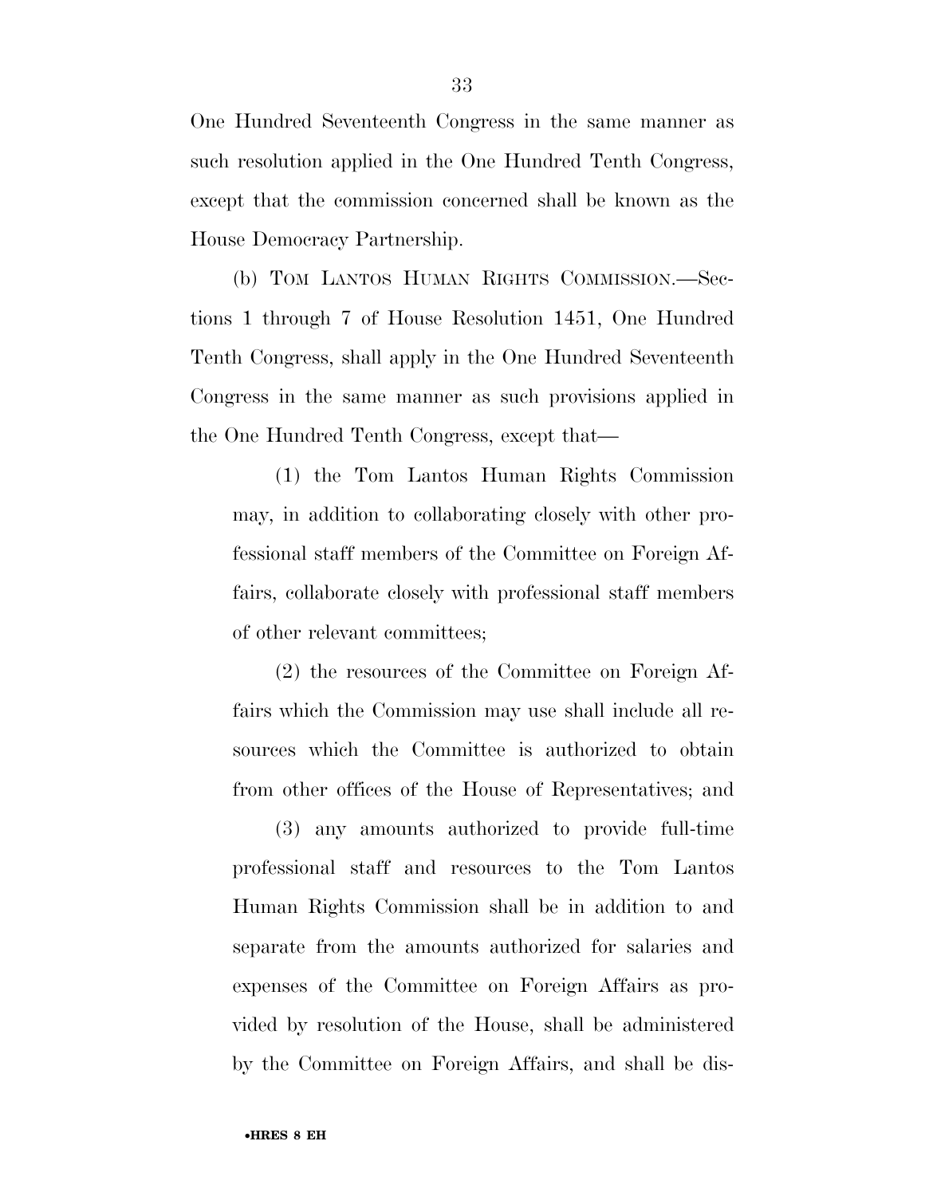One Hundred Seventeenth Congress in the same manner as such resolution applied in the One Hundred Tenth Congress, except that the commission concerned shall be known as the House Democracy Partnership.

(b) TOM LANTOS HUMAN RIGHTS COMMISSION.—Sections 1 through 7 of House Resolution 1451, One Hundred Tenth Congress, shall apply in the One Hundred Seventeenth Congress in the same manner as such provisions applied in the One Hundred Tenth Congress, except that—

(1) the Tom Lantos Human Rights Commission may, in addition to collaborating closely with other professional staff members of the Committee on Foreign Affairs, collaborate closely with professional staff members of other relevant committees;

(2) the resources of the Committee on Foreign Affairs which the Commission may use shall include all resources which the Committee is authorized to obtain from other offices of the House of Representatives; and

(3) any amounts authorized to provide full-time professional staff and resources to the Tom Lantos Human Rights Commission shall be in addition to and separate from the amounts authorized for salaries and expenses of the Committee on Foreign Affairs as provided by resolution of the House, shall be administered by the Committee on Foreign Affairs, and shall be dis-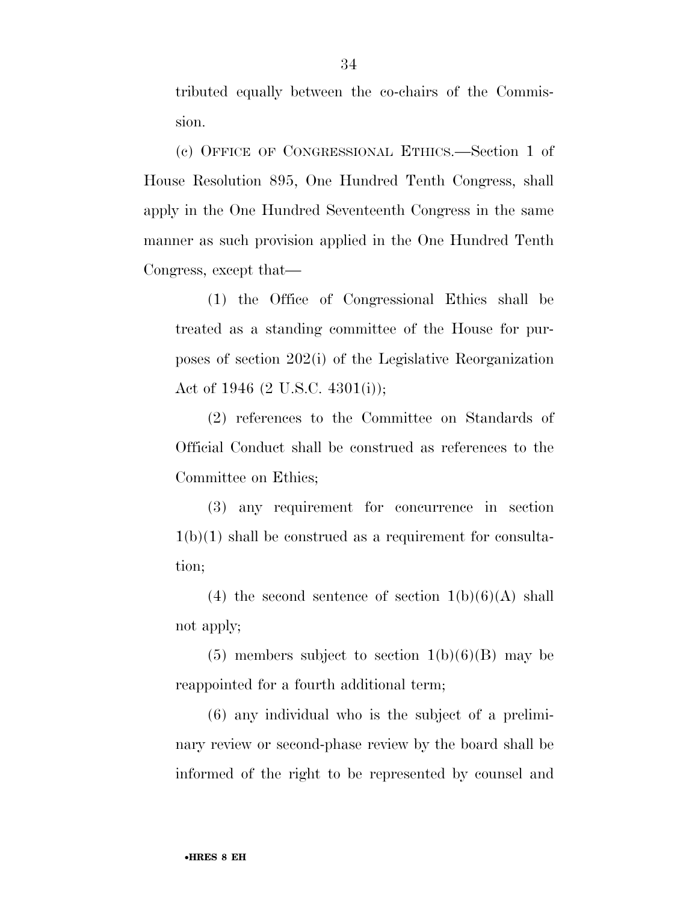tributed equally between the co-chairs of the Commission.

(c) OFFICE OF CONGRESSIONAL ETHICS.—Section 1 of House Resolution 895, One Hundred Tenth Congress, shall apply in the One Hundred Seventeenth Congress in the same manner as such provision applied in the One Hundred Tenth Congress, except that—

(1) the Office of Congressional Ethics shall be treated as a standing committee of the House for purposes of section 202(i) of the Legislative Reorganization Act of 1946 (2 U.S.C. 4301(i));

(2) references to the Committee on Standards of Official Conduct shall be construed as references to the Committee on Ethics;

(3) any requirement for concurrence in section 1(b)(1) shall be construed as a requirement for consultation;

(4) the second sentence of section 1(b)(6)(A) shall not apply;

(5) members subject to section 1(b)(6)(B) may be reappointed for a fourth additional term;

(6) any individual who is the subject of a preliminary review or second-phase review by the board shall be informed of the right to be represented by counsel and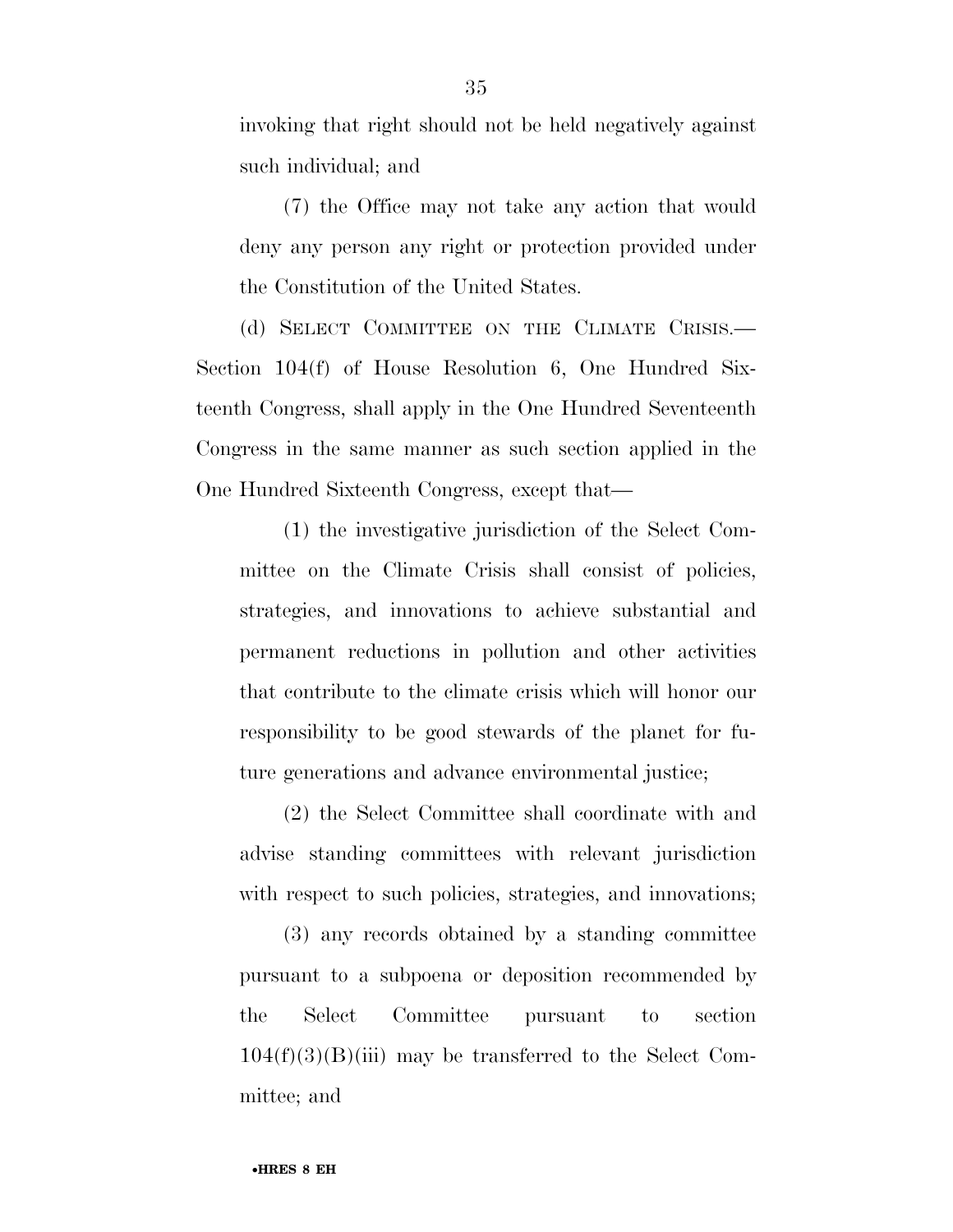invoking that right should not be held negatively against such individual; and

(7) the Office may not take any action that would deny any person any right or protection provided under the Constitution of the United States.

(d) SELECT COMMITTEE ON THE CLIMATE CRISIS.—Section 104(f) of House Resolution 6, One Hundred Sixteenth Congress, shall apply in the One Hundred Seventeenth Congress in the same manner as such section applied in the One Hundred Sixteenth Congress, except that—

(1) the investigative jurisdiction of the Select Committee on the Climate Crisis shall consist of policies, strategies, and innovations to achieve substantial and permanent reductions in pollution and other activities that contribute to the climate crisis which will honor our responsibility to be good stewards of the planet for future generations and advance environmental justice;

(2) the Select Committee shall coordinate with and advise standing committees with relevant jurisdiction with respect to such policies, strategies, and innovations;

(3) any records obtained by a standing committee pursuant to a subpoena or deposition recommended by the Select Committee pursuant to section 104(f)(3)(B)(iii) may be transferred to the Select Committee; and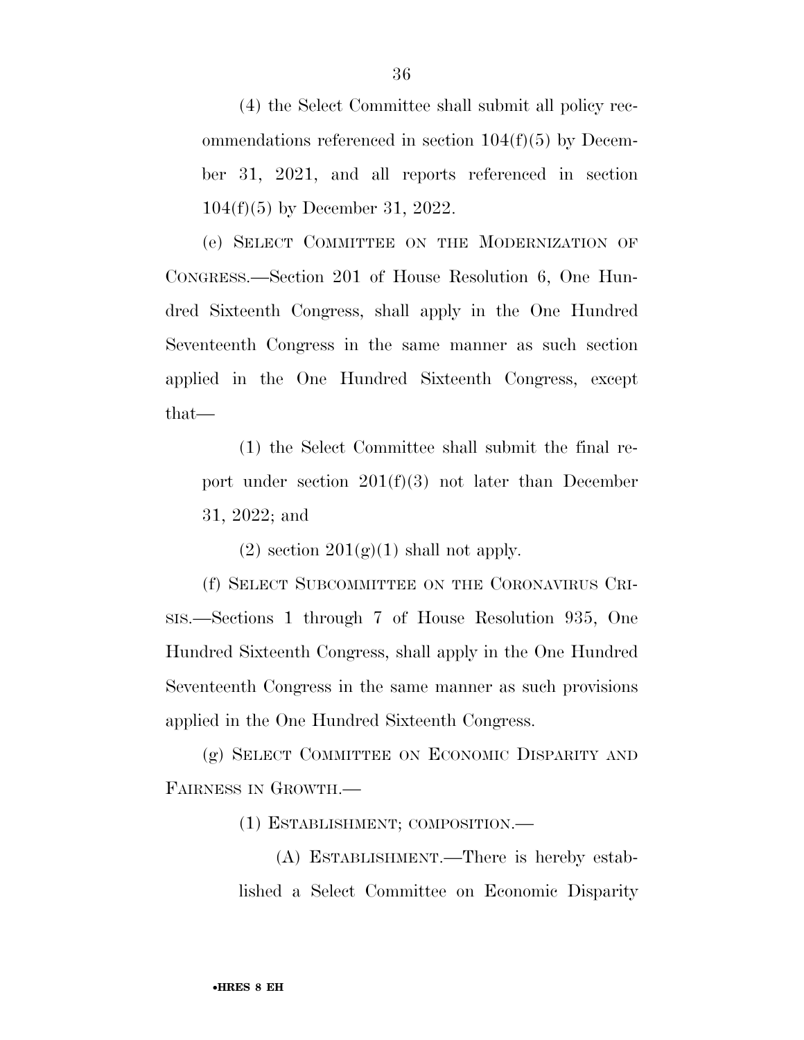(4) the Select Committee shall submit all policy recommendations referenced in section 104(f)(5) by December 31, 2021, and all reports referenced in section 104(f)(5) by December 31, 2022.

(e) SELECT COMMITTEE ON THE MODERNIZATION OF CONGRESS.—Section 201 of House Resolution 6, One Hundred Sixteenth Congress, shall apply in the One Hundred Seventeenth Congress in the same manner as such section applied in the One Hundred Sixteenth Congress, except that—

(1) the Select Committee shall submit the final report under section 201(f)(3) not later than December 31, 2022; and

(2) section 201(g)(1) shall not apply.

(f) SELECT SUBCOMMITTEE ON THE CORONAVIRUS CRISIS.—Sections 1 through 7 of House Resolution 935, One Hundred Sixteenth Congress, shall apply in the One Hundred Seventeenth Congress in the same manner as such provisions applied in the One Hundred Sixteenth Congress.

(g) SELECT COMMITTEE ON ECONOMIC DISPARITY AND FAIRNESS IN GROWTH.—

(1) ESTABLISHMENT; COMPOSITION.—

(A) ESTABLISHMENT.—There is hereby established a Select Committee on Economic Disparity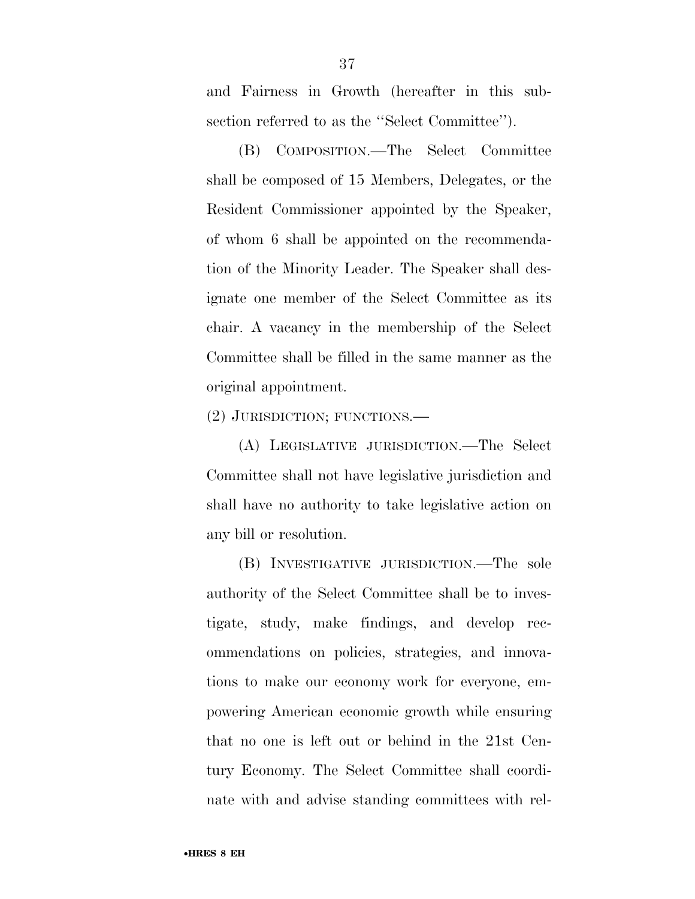and Fairness in Growth (hereafter in this subsection referred to as the ''Select Committee'').

(B) COMPOSITION.—The Select Committee shall be composed of 15 Members, Delegates, or the Resident Commissioner appointed by the Speaker, of whom 6 shall be appointed on the recommendation of the Minority Leader. The Speaker shall designate one member of the Select Committee as its chair. A vacancy in the membership of the Select Committee shall be filled in the same manner as the original appointment.

(2) JURISDICTION; FUNCTIONS.—

(A) LEGISLATIVE JURISDICTION.—The Select Committee shall not have legislative jurisdiction and shall have no authority to take legislative action on any bill or resolution.

(B) INVESTIGATIVE JURISDICTION.—The sole authority of the Select Committee shall be to investigate, study, make findings, and develop recommendations on policies, strategies, and innovations to make our economy work for everyone, empowering American economic growth while ensuring that no one is left out or behind in the 21st Century Economy. The Select Committee shall coordinate with and advise standing committees with rel-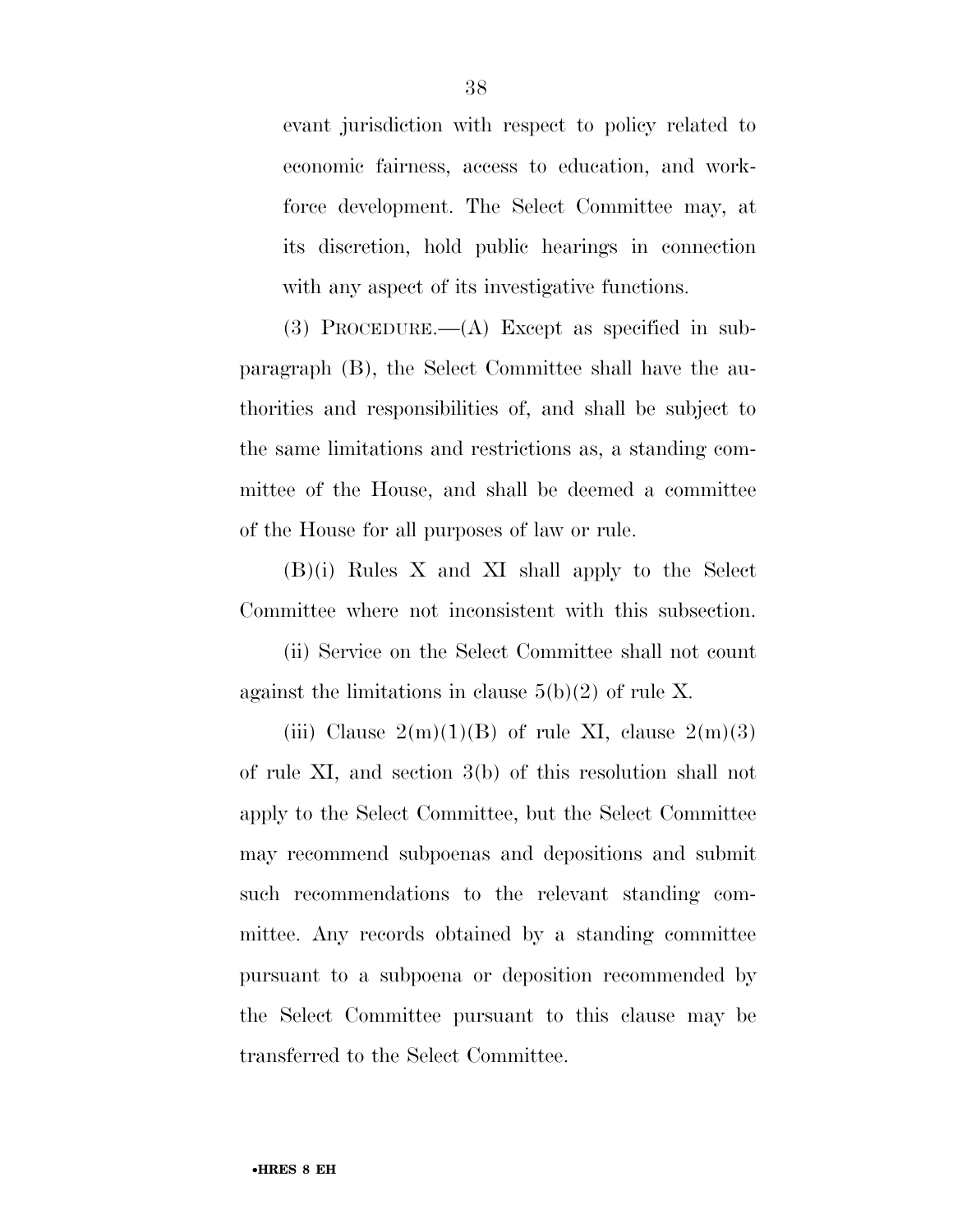evant jurisdiction with respect to policy related to economic fairness, access to education, and workforce development. The Select Committee may, at its discretion, hold public hearings in connection with any aspect of its investigative functions.

(3) PROCEDURE.—(A) Except as specified in subparagraph (B), the Select Committee shall have the authorities and responsibilities of, and shall be subject to the same limitations and restrictions as, a standing committee of the House, and shall be deemed a committee of the House for all purposes of law or rule.

(B)(i) Rules X and XI shall apply to the Select Committee where not inconsistent with this subsection.

(ii) Service on the Select Committee shall not count against the limitations in clause 5(b)(2) of rule X.

(iii) Clause 2(m)(1)(B) of rule XI, clause 2(m)(3) of rule XI, and section 3(b) of this resolution shall not apply to the Select Committee, but the Select Committee may recommend subpoenas and depositions and submit such recommendations to the relevant standing committee. Any records obtained by a standing committee pursuant to a subpoena or deposition recommended by the Select Committee pursuant to this clause may be transferred to the Select Committee.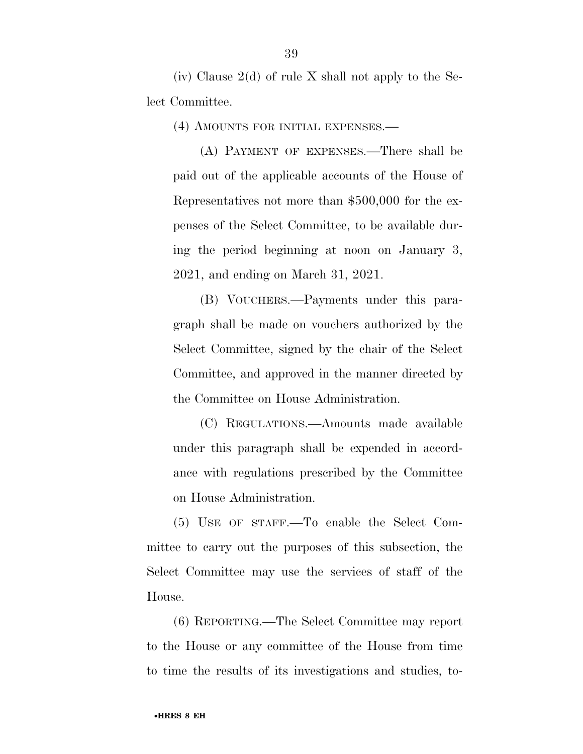(iv) Clause 2(d) of rule X shall not apply to the Select Committee.

(4) AMOUNTS FOR INITIAL EXPENSES.—

(A) PAYMENT OF EXPENSES.—There shall be paid out of the applicable accounts of the House of Representatives not more than $500,000 for the expenses of the Select Committee, to be available during the period beginning at noon on January 3, 2021, and ending on March 31, 2021.

(B) VOUCHERS.—Payments under this paragraph shall be made on vouchers authorized by the Select Committee, signed by the chair of the Select Committee, and approved in the manner directed by the Committee on House Administration.

(C) REGULATIONS.—Amounts made available under this paragraph shall be expended in accordance with regulations prescribed by the Committee on House Administration.

(5) USE OF STAFF.—To enable the Select Committee to carry out the purposes of this subsection, the Select Committee may use the services of staff of the House.

(6) REPORTING.—The Select Committee may report to the House or any committee of the House from time to time the results of its investigations and studies, to-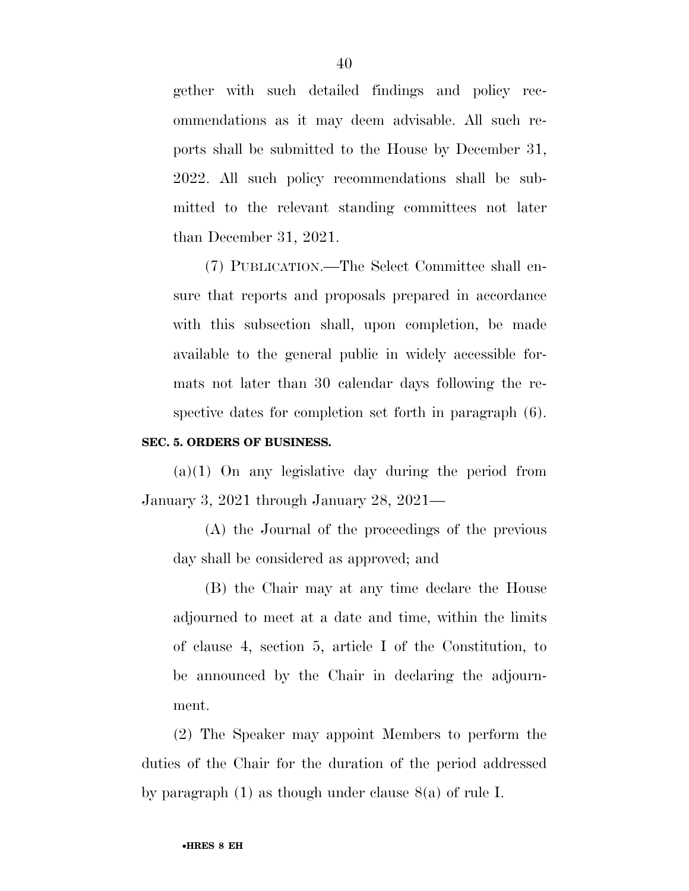gether with such detailed findings and policy recommendations as it may deem advisable. All such reports shall be submitted to the House by December 31, 2022. All such policy recommendations shall be submitted to the relevant standing committees not later than December 31, 2021.

(7) PUBLICATION.—The Select Committee shall ensure that reports and proposals prepared in accordance with this subsection shall, upon completion, be made available to the general public in widely accessible formats not later than 30 calendar days following the respective dates for completion set forth in paragraph (6).

**SEC. 5. ORDERS OF BUSINESS.**

(a)(1) On any legislative day during the period from January 3, 2021 through January 28, 2021—

(A) the Journal of the proceedings of the previous day shall be considered as approved; and

(B) the Chair may at any time declare the House adjourned to meet at a date and time, within the limits of clause 4, section 5, article I of the Constitution, to be announced by the Chair in declaring the adjournment.

(2) The Speaker may appoint Members to perform the duties of the Chair for the duration of the period addressed by paragraph (1) as though under clause 8(a) of rule I.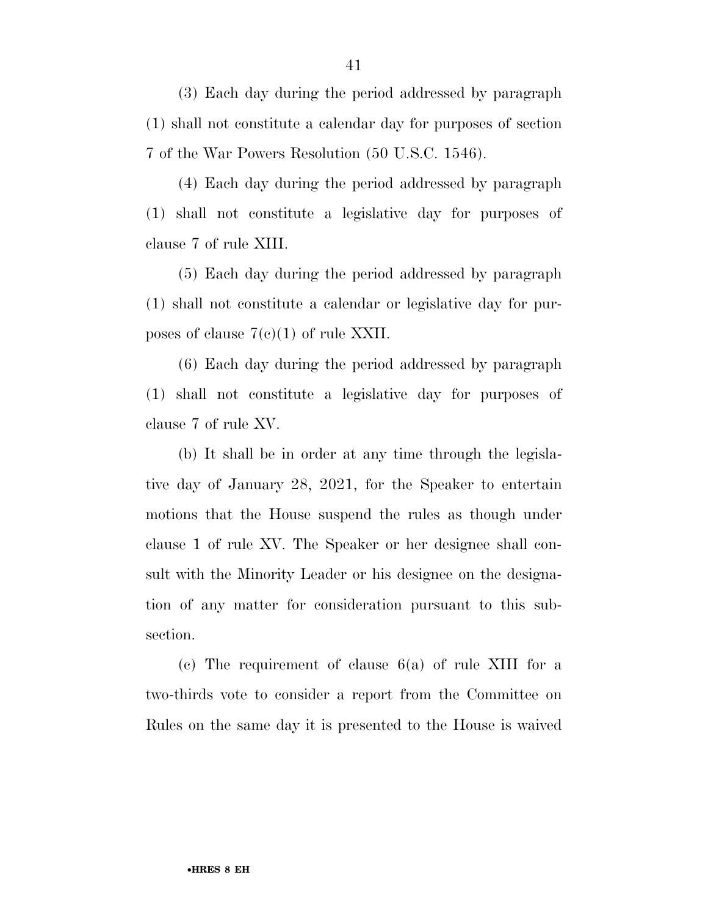(3) Each day during the period addressed by paragraph (1) shall not constitute a calendar day for purposes of section 7 of the War Powers Resolution (50 U.S.C. 1546).

(4) Each day during the period addressed by paragraph (1) shall not constitute a legislative day for purposes of clause 7 of rule XIII.

(5) Each day during the period addressed by paragraph (1) shall not constitute a calendar or legislative day for purposes of clause 7(c)(1) of rule XXII.

(6) Each day during the period addressed by paragraph (1) shall not constitute a legislative day for purposes of clause 7 of rule XV.

(b) It shall be in order at any time through the legislative day of January 28, 2021, for the Speaker to entertain motions that the House suspend the rules as though under clause 1 of rule XV. The Speaker or her designee shall consult with the Minority Leader or his designee on the designation of any matter for consideration pursuant to this subsection.

(c) The requirement of clause 6(a) of rule XIII for a two-thirds vote to consider a report from the Committee on Rules on the same day it is presented to the House is waived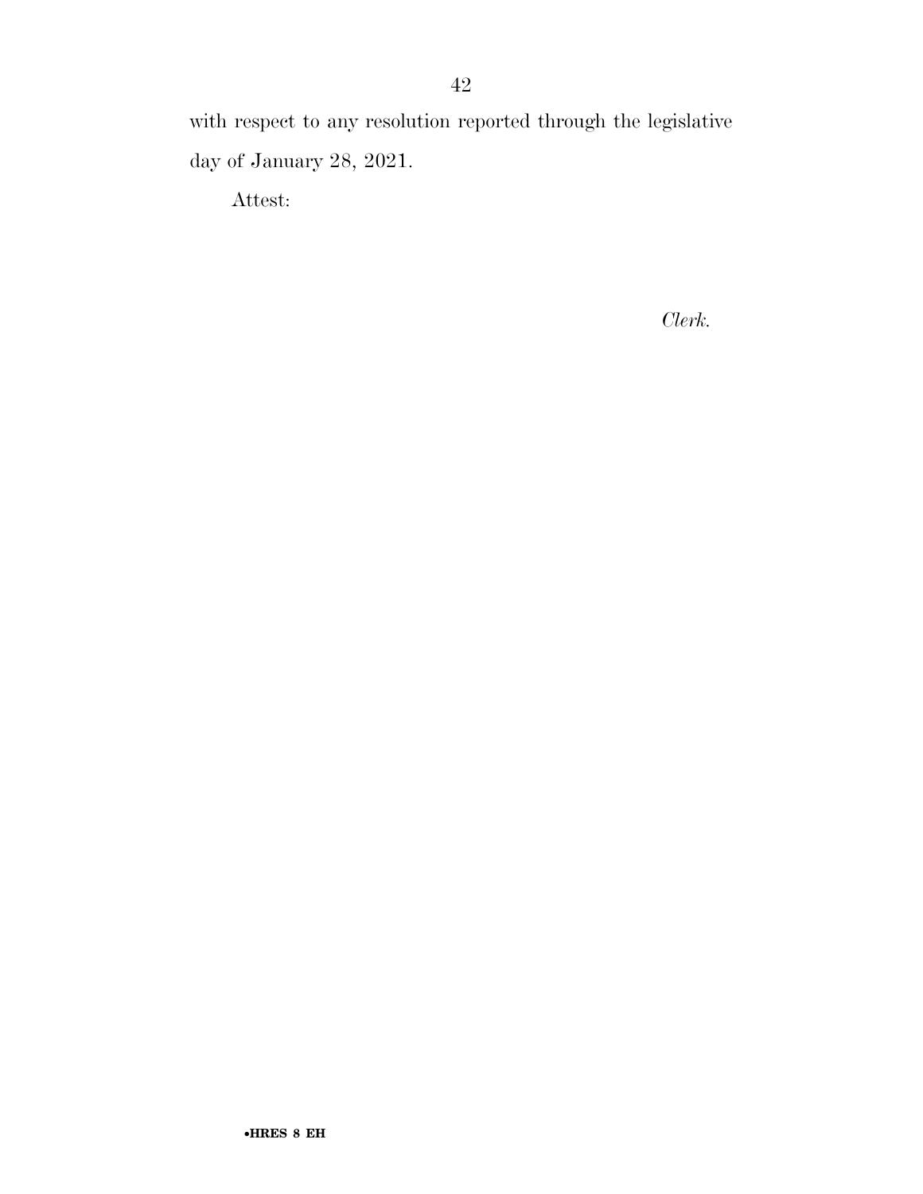with respect to any resolution reported through the legislative day of January 28, 2021.

Attest:

*Clerk.*